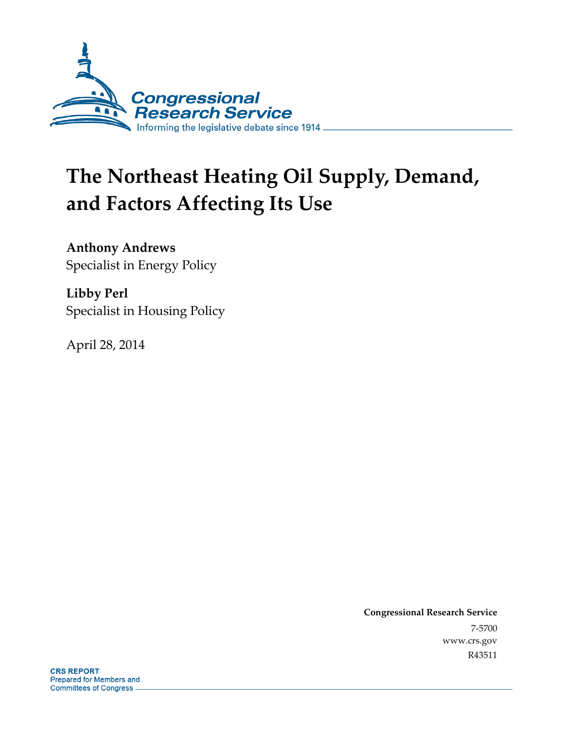Congressional Research Service

Informing the legislative debate since 1914

# The Northeast Heating Oil Supply, Demand, and Factors Affecting Its Use

**Anthony Andrews**
Specialist in Energy Policy

**Libby Perl**
Specialist in Housing Policy

April 28, 2014

**Congressional Research Service**

7-5700

www.crs.gov

R43511

**CRS REPORT**
Prepared for Members and Committees of Congress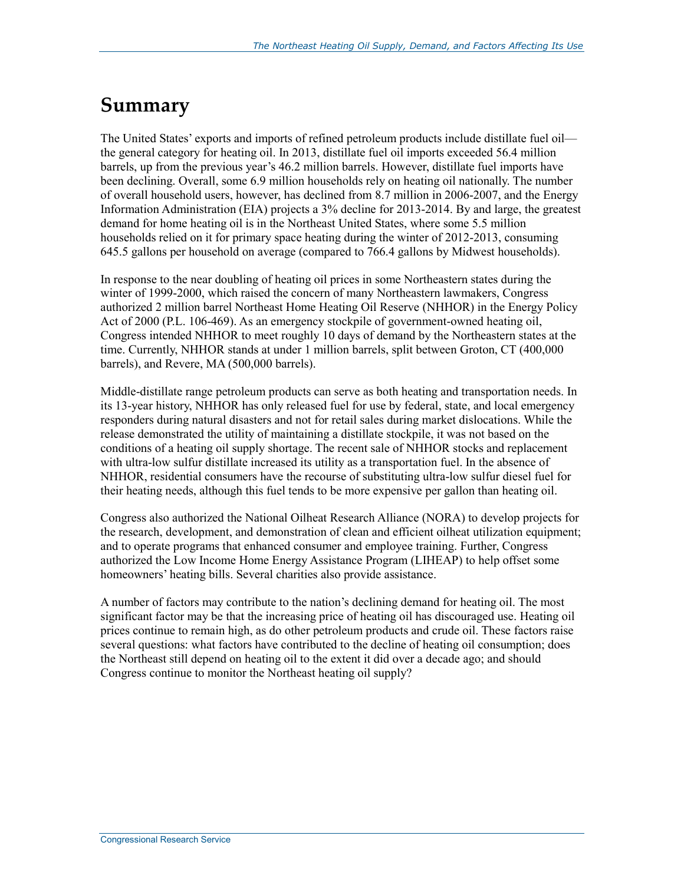# Summary

The United States' exports and imports of refined petroleum products include distillate fuel oil—the general category for heating oil. In 2013, distillate fuel oil imports exceeded 56.4 million barrels, up from the previous year's 46.2 million barrels. However, distillate fuel imports have been declining. Overall, some 6.9 million households rely on heating oil nationally. The number of overall household users, however, has declined from 8.7 million in 2006-2007, and the Energy Information Administration (EIA) projects a 3% decline for 2013-2014. By and large, the greatest demand for home heating oil is in the Northeast United States, where some 5.5 million households relied on it for primary space heating during the winter of 2012-2013, consuming 645.5 gallons per household on average (compared to 766.4 gallons by Midwest households).

In response to the near doubling of heating oil prices in some Northeastern states during the winter of 1999-2000, which raised the concern of many Northeastern lawmakers, Congress authorized 2 million barrel Northeast Home Heating Oil Reserve (NHHOR) in the Energy Policy Act of 2000 (P.L. 106-469). As an emergency stockpile of government-owned heating oil, Congress intended NHHOR to meet roughly 10 days of demand by the Northeastern states at the time. Currently, NHHOR stands at under 1 million barrels, split between Groton, CT (400,000 barrels), and Revere, MA (500,000 barrels).

Middle-distillate range petroleum products can serve as both heating and transportation needs. In its 13-year history, NHHOR has only released fuel for use by federal, state, and local emergency responders during natural disasters and not for retail sales during market dislocations. While the release demonstrated the utility of maintaining a distillate stockpile, it was not based on the conditions of a heating oil supply shortage. The recent sale of NHHOR stocks and replacement with ultra-low sulfur distillate increased its utility as a transportation fuel. In the absence of NHHOR, residential consumers have the recourse of substituting ultra-low sulfur diesel fuel for their heating needs, although this fuel tends to be more expensive per gallon than heating oil.

Congress also authorized the National Oilheat Research Alliance (NORA) to develop projects for the research, development, and demonstration of clean and efficient oilheat utilization equipment; and to operate programs that enhanced consumer and employee training. Further, Congress authorized the Low Income Home Energy Assistance Program (LIHEAP) to help offset some homeowners' heating bills. Several charities also provide assistance.

A number of factors may contribute to the nation's declining demand for heating oil. The most significant factor may be that the increasing price of heating oil has discouraged use. Heating oil prices continue to remain high, as do other petroleum products and crude oil. These factors raise several questions: what factors have contributed to the decline of heating oil consumption; does the Northeast still depend on heating oil to the extent it did over a decade ago; and should Congress continue to monitor the Northeast heating oil supply?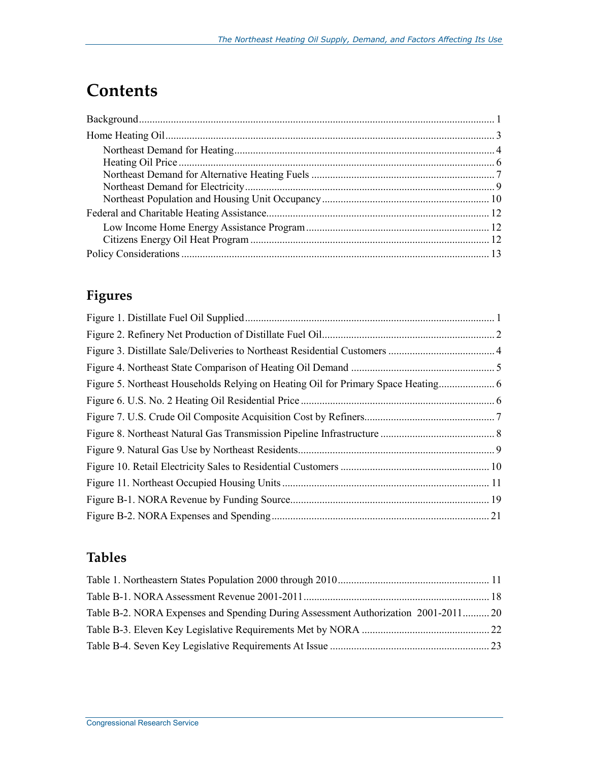# Contents

Background .......... 1

Home Heating Oil .......... 3

- Northeast Demand for Heating .......... 4
- Heating Oil Price .......... 6
- Northeast Demand for Alternative Heating Fuels .......... 7
- Northeast Demand for Electricity .......... 9
- Northeast Population and Housing Unit Occupancy .......... 10

Federal and Charitable Heating Assistance .......... 12

- Low Income Home Energy Assistance Program .......... 12
- Citizens Energy Oil Heat Program .......... 12

Policy Considerations .......... 13

## Figures

Figure 1. Distillate Fuel Oil Supplied .......... 1

Figure 2. Refinery Net Production of Distillate Fuel Oil .......... 2

Figure 3. Distillate Sale/Deliveries to Northeast Residential Customers .......... 4

Figure 4. Northeast State Comparison of Heating Oil Demand .......... 5

Figure 5. Northeast Households Relying on Heating Oil for Primary Space Heating .......... 6

Figure 6. U.S. No. 2 Heating Oil Residential Price .......... 6

Figure 7. U.S. Crude Oil Composite Acquisition Cost by Refiners .......... 7

Figure 8. Northeast Natural Gas Transmission Pipeline Infrastructure .......... 8

Figure 9. Natural Gas Use by Northeast Residents .......... 9

Figure 10. Retail Electricity Sales to Residential Customers .......... 10

Figure 11. Northeast Occupied Housing Units .......... 11

Figure B-1. NORA Revenue by Funding Source .......... 19

Figure B-2. NORA Expenses and Spending .......... 21

## Tables

Table 1. Northeastern States Population 2000 through 2010 .......... 11

Table B-1. NORA Assessment Revenue 2001-2011 .......... 18

Table B-2. NORA Expenses and Spending During Assessment Authorization 2001-2011 .......... 20

Table B-3. Eleven Key Legislative Requirements Met by NORA .......... 22

Table B-4. Seven Key Legislative Requirements At Issue .......... 23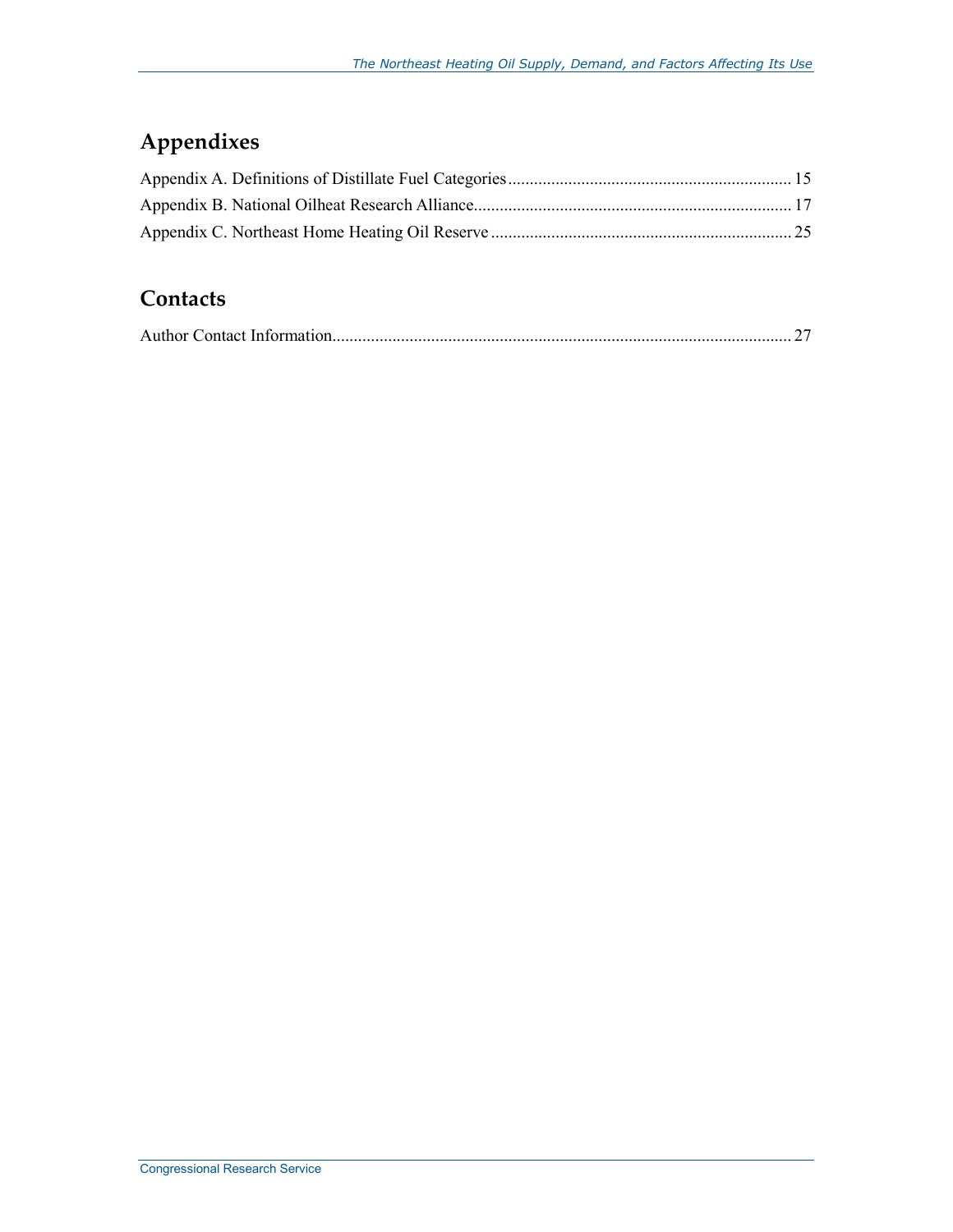## Appendixes

Appendix A. Definitions of Distillate Fuel Categories .................................................................. 15

Appendix B. National Oilheat Research Alliance.......................................................................... 17

Appendix C. Northeast Home Heating Oil Reserve ...................................................................... 25

## Contacts

Author Contact Information.......................................................................................................... 27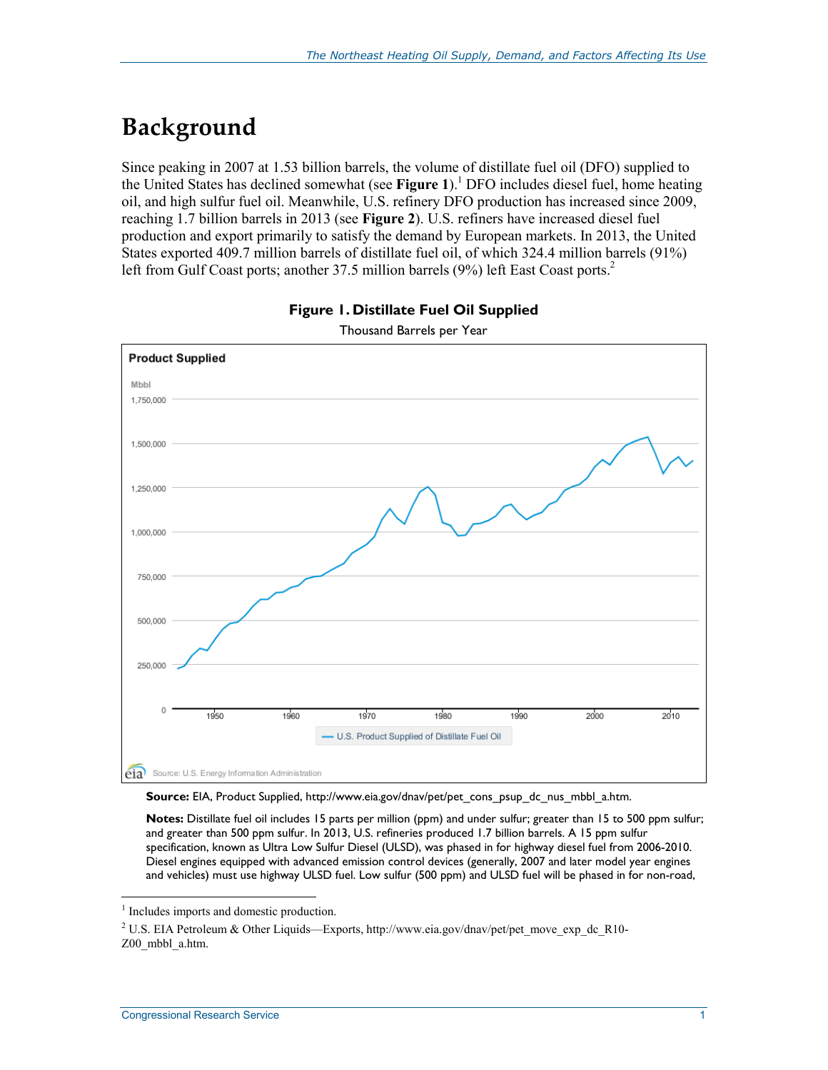# Background

Since peaking in 2007 at 1.53 billion barrels, the volume of distillate fuel oil (DFO) supplied to the United States has declined somewhat (see **Figure 1**).[1] DFO includes diesel fuel, home heating oil, and high sulfur fuel oil. Meanwhile, U.S. refinery DFO production has increased since 2009, reaching 1.7 billion barrels in 2013 (see **Figure 2**). U.S. refiners have increased diesel fuel production and export primarily to satisfy the demand by European markets. In 2013, the United States exported 409.7 million barrels of distillate fuel oil, of which 324.4 million barrels (91%) left from Gulf Coast ports; another 37.5 million barrels (9%) left East Coast ports.[2]

**Figure 1. Distillate Fuel Oil Supplied**

Thousand Barrels per Year

**Source:** EIA, Product Supplied, http://www.eia.gov/dnav/pet/pet_cons_psup_dc_nus_mbbl_a.htm.

**Notes:** Distillate fuel oil includes 15 parts per million (ppm) and under sulfur; greater than 15 to 500 ppm sulfur; and greater than 500 ppm sulfur. In 2013, U.S. refineries produced 1.7 billion barrels. A 15 ppm sulfur specification, known as Ultra Low Sulfur Diesel (ULSD), was phased in for highway diesel fuel from 2006-2010. Diesel engines equipped with advanced emission control devices (generally, 2007 and later model year engines and vehicles) must use highway ULSD fuel. Low sulfur (500 ppm) and ULSD fuel will be phased in for non-road,

---

[1] Includes imports and domestic production.

[2] U.S. EIA Petroleum & Other Liquids—Exports, http://www.eia.gov/dnav/pet/pet_move_exp_dc_R10-Z00_mbbl_a.htm.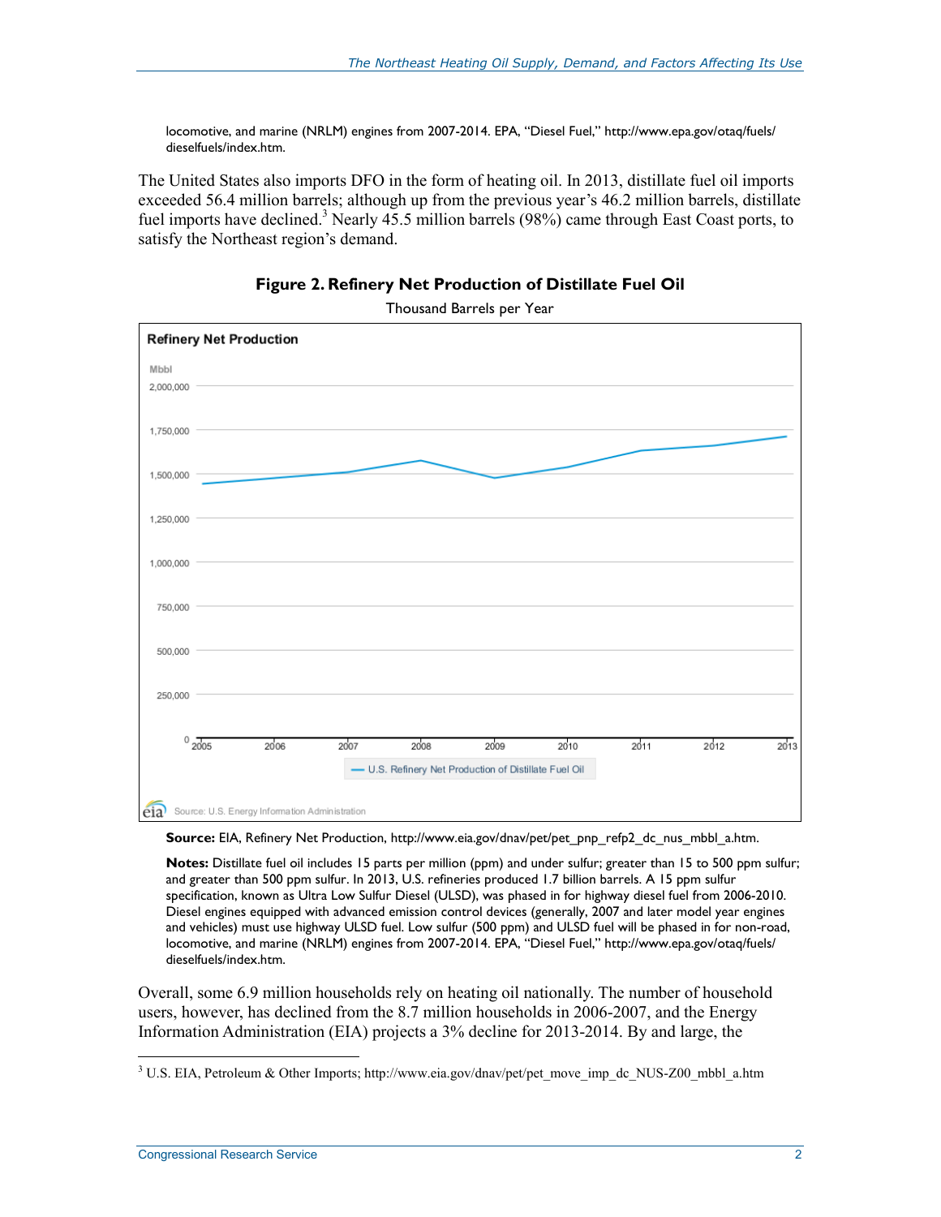locomotive, and marine (NRLM) engines from 2007-2014. EPA, "Diesel Fuel," http://www.epa.gov/otaq/fuels/dieselfuels/index.htm.

The United States also imports DFO in the form of heating oil. In 2013, distillate fuel oil imports exceeded 56.4 million barrels; although up from the previous year's 46.2 million barrels, distillate fuel imports have declined.[3] Nearly 45.5 million barrels (98%) came through East Coast ports, to satisfy the Northeast region's demand.

**Figure 2. Refinery Net Production of Distillate Fuel Oil**

Thousand Barrels per Year

**Source:** EIA, Refinery Net Production, http://www.eia.gov/dnav/pet/pet_pnp_refp2_dc_nus_mbbl_a.htm.

**Notes:** Distillate fuel oil includes 15 parts per million (ppm) and under sulfur; greater than 15 to 500 ppm sulfur; and greater than 500 ppm sulfur. In 2013, U.S. refineries produced 1.7 billion barrels. A 15 ppm sulfur specification, known as Ultra Low Sulfur Diesel (ULSD), was phased in for highway diesel fuel from 2006-2010. Diesel engines equipped with advanced emission control devices (generally, 2007 and later model year engines and vehicles) must use highway ULSD fuel. Low sulfur (500 ppm) and ULSD fuel will be phased in for non-road, locomotive, and marine (NRLM) engines from 2007-2014. EPA, "Diesel Fuel," http://www.epa.gov/otaq/fuels/dieselfuels/index.htm.

Overall, some 6.9 million households rely on heating oil nationally. The number of household users, however, has declined from the 8.7 million households in 2006-2007, and the Energy Information Administration (EIA) projects a 3% decline for 2013-2014. By and large, the

[3] U.S. EIA, Petroleum & Other Imports; http://www.eia.gov/dnav/pet/pet_move_imp_dc_NUS-Z00_mbbl_a.htm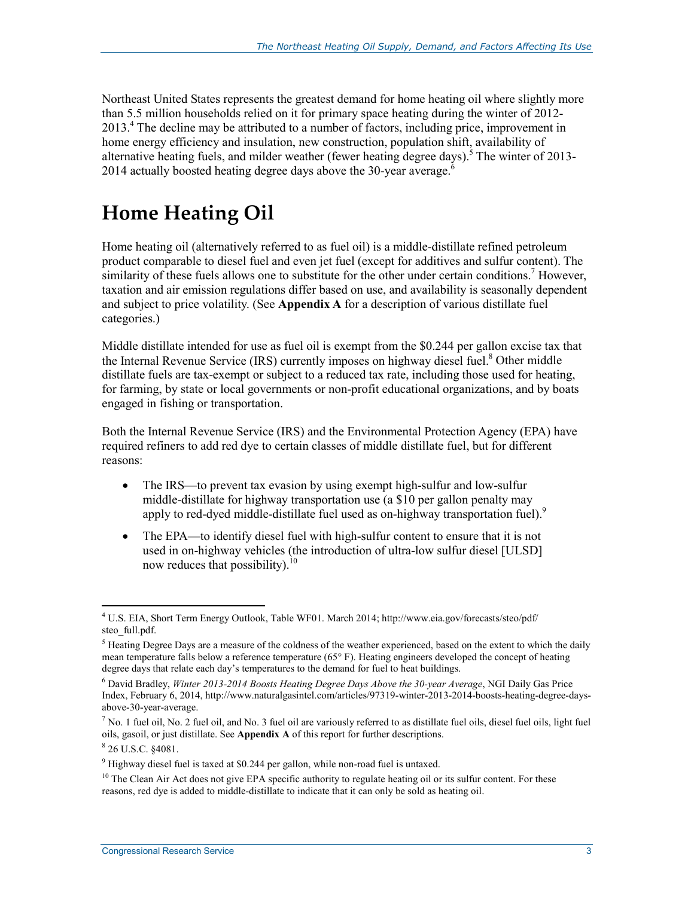Northeast United States represents the greatest demand for home heating oil where slightly more than 5.5 million households relied on it for primary space heating during the winter of 2012-2013.[4] The decline may be attributed to a number of factors, including price, improvement in home energy efficiency and insulation, new construction, population shift, availability of alternative heating fuels, and milder weather (fewer heating degree days).[5] The winter of 2013-2014 actually boosted heating degree days above the 30-year average.[6]

# Home Heating Oil

Home heating oil (alternatively referred to as fuel oil) is a middle-distillate refined petroleum product comparable to diesel fuel and even jet fuel (except for additives and sulfur content). The similarity of these fuels allows one to substitute for the other under certain conditions.[7] However, taxation and air emission regulations differ based on use, and availability is seasonally dependent and subject to price volatility. (See **Appendix A** for a description of various distillate fuel categories.)

Middle distillate intended for use as fuel oil is exempt from the $0.244 per gallon excise tax that the Internal Revenue Service (IRS) currently imposes on highway diesel fuel.[8] Other middle distillate fuels are tax-exempt or subject to a reduced tax rate, including those used for heating, for farming, by state or local governments or non-profit educational organizations, and by boats engaged in fishing or transportation.

Both the Internal Revenue Service (IRS) and the Environmental Protection Agency (EPA) have required refiners to add red dye to certain classes of middle distillate fuel, but for different reasons:

- The IRS—to prevent tax evasion by using exempt high-sulfur and low-sulfur middle-distillate for highway transportation use (a $10 per gallon penalty may apply to red-dyed middle-distillate fuel used as on-highway transportation fuel).[9]
- The EPA—to identify diesel fuel with high-sulfur content to ensure that it is not used in on-highway vehicles (the introduction of ultra-low sulfur diesel [ULSD] now reduces that possibility).[10]

---

[4] U.S. EIA, Short Term Energy Outlook, Table WF01. March 2014; http://www.eia.gov/forecasts/steo/pdf/steo_full.pdf.

[5] Heating Degree Days are a measure of the coldness of the weather experienced, based on the extent to which the daily mean temperature falls below a reference temperature (65° F). Heating engineers developed the concept of heating degree days that relate each day's temperatures to the demand for fuel to heat buildings.

[6] David Bradley, *Winter 2013-2014 Boosts Heating Degree Days Above the 30-year Average*, NGI Daily Gas Price Index, February 6, 2014, http://www.naturalgasintel.com/articles/97319-winter-2013-2014-boosts-heating-degree-days-above-30-year-average.

[7] No. 1 fuel oil, No. 2 fuel oil, and No. 3 fuel oil are variously referred to as distillate fuel oils, diesel fuel oils, light fuel oils, gasoil, or just distillate. See **Appendix A** of this report for further descriptions.

[8] 26 U.S.C. §4081.

[9] Highway diesel fuel is taxed at $0.244 per gallon, while non-road fuel is untaxed.

[10] The Clean Air Act does not give EPA specific authority to regulate heating oil or its sulfur content. For these reasons, red dye is added to middle-distillate to indicate that it can only be sold as heating oil.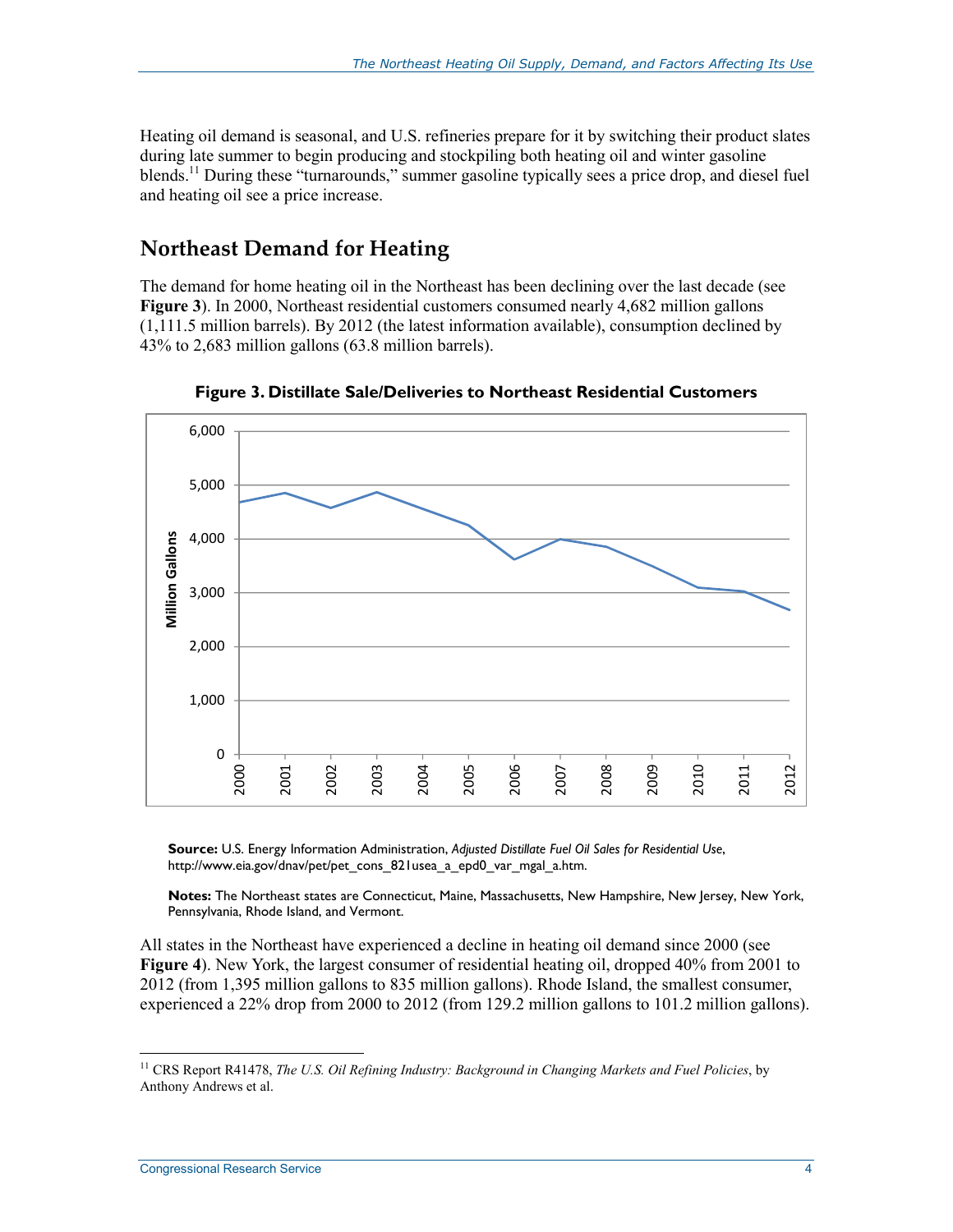Heating oil demand is seasonal, and U.S. refineries prepare for it by switching their product slates during late summer to begin producing and stockpiling both heating oil and winter gasoline blends.[11] During these "turnarounds," summer gasoline typically sees a price drop, and diesel fuel and heating oil see a price increase.

## Northeast Demand for Heating

The demand for home heating oil in the Northeast has been declining over the last decade (see **Figure 3**). In 2000, Northeast residential customers consumed nearly 4,682 million gallons (1,111.5 million barrels). By 2012 (the latest information available), consumption declined by 43% to 2,683 million gallons (63.8 million barrels).

**Figure 3. Distillate Sale/Deliveries to Northeast Residential Customers**

**Source:** U.S. Energy Information Administration, *Adjusted Distillate Fuel Oil Sales for Residential Use*, http://www.eia.gov/dnav/pet/pet_cons_821usea_a_epd0_var_mgal_a.htm.

**Notes:** The Northeast states are Connecticut, Maine, Massachusetts, New Hampshire, New Jersey, New York, Pennsylvania, Rhode Island, and Vermont.

All states in the Northeast have experienced a decline in heating oil demand since 2000 (see **Figure 4**). New York, the largest consumer of residential heating oil, dropped 40% from 2001 to 2012 (from 1,395 million gallons to 835 million gallons). Rhode Island, the smallest consumer, experienced a 22% drop from 2000 to 2012 (from 129.2 million gallons to 101.2 million gallons).

[11] CRS Report R41478, *The U.S. Oil Refining Industry: Background in Changing Markets and Fuel Policies*, by Anthony Andrews et al.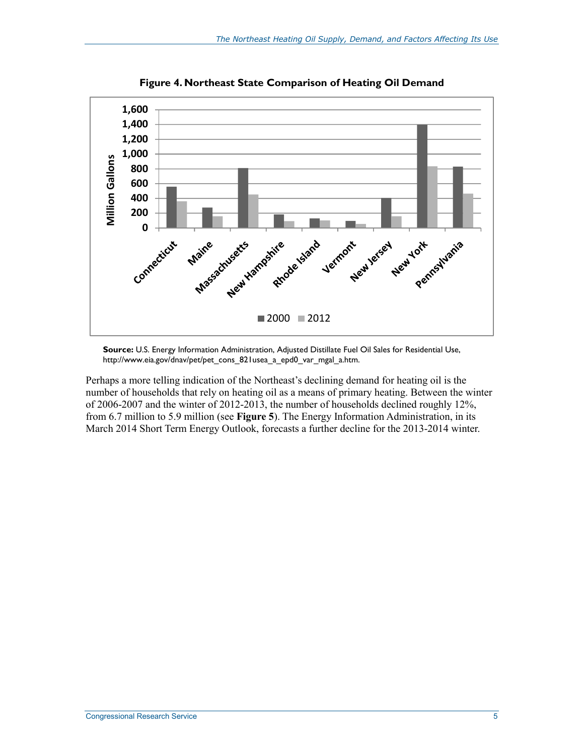**Figure 4. Northeast State Comparison of Heating Oil Demand**

**Source:** U.S. Energy Information Administration, Adjusted Distillate Fuel Oil Sales for Residential Use, http://www.eia.gov/dnav/pet/pet_cons_821usea_a_epd0_var_mgal_a.htm.

Perhaps a more telling indication of the Northeast's declining demand for heating oil is the number of households that rely on heating oil as a means of primary heating. Between the winter of 2006-2007 and the winter of 2012-2013, the number of households declined roughly 12%, from 6.7 million to 5.9 million (see **Figure 5**). The Energy Information Administration, in its March 2014 Short Term Energy Outlook, forecasts a further decline for the 2013-2014 winter.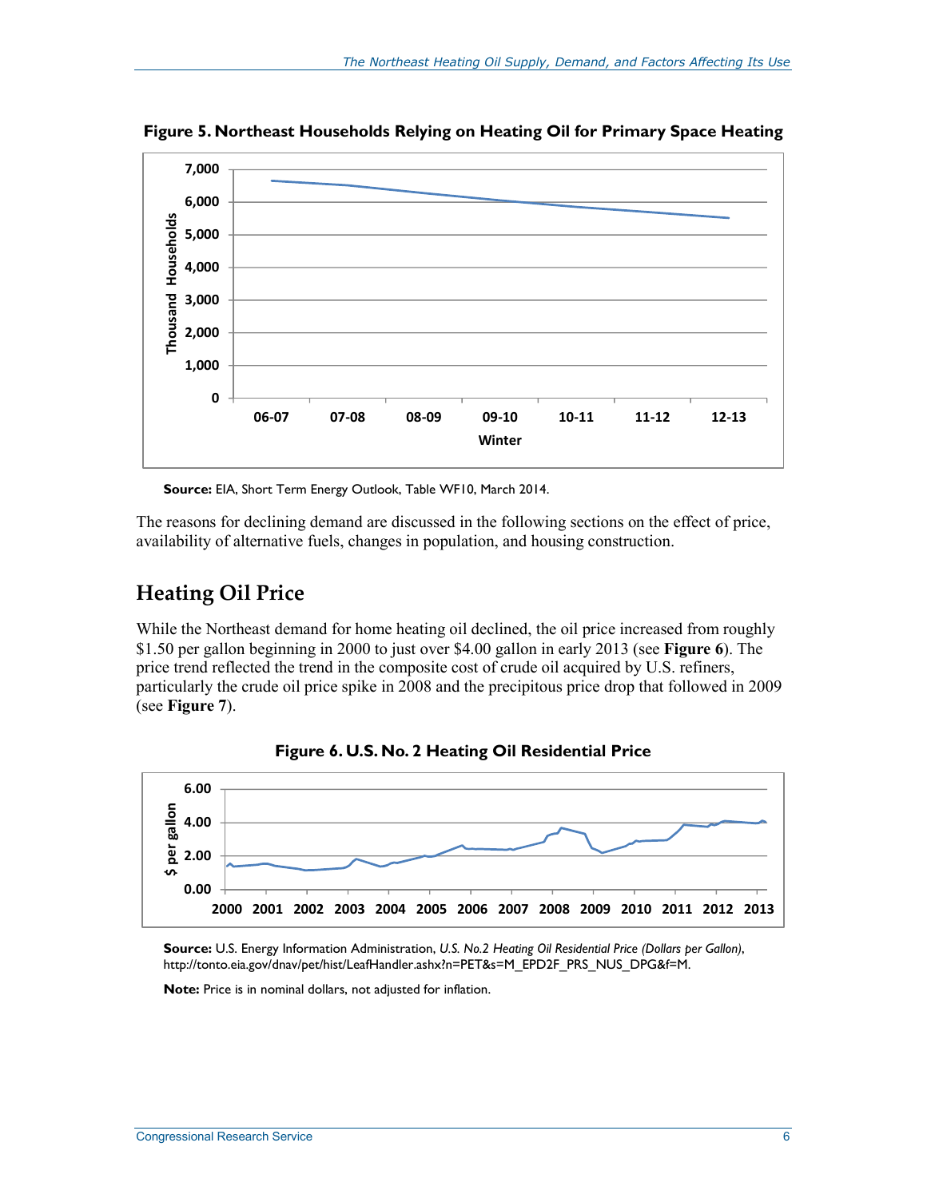**Figure 5. Northeast Households Relying on Heating Oil for Primary Space Heating**

**Source:** EIA, Short Term Energy Outlook, Table WF10, March 2014.

The reasons for declining demand are discussed in the following sections on the effect of price, availability of alternative fuels, changes in population, and housing construction.

## Heating Oil Price

While the Northeast demand for home heating oil declined, the oil price increased from roughly $1.50 per gallon beginning in 2000 to just over $4.00 gallon in early 2013 (see **Figure 6**). The price trend reflected the trend in the composite cost of crude oil acquired by U.S. refiners, particularly the crude oil price spike in 2008 and the precipitous price drop that followed in 2009 (see **Figure 7**).

**Figure 6. U.S. No. 2 Heating Oil Residential Price**

**Source:** U.S. Energy Information Administration, *U.S. No.2 Heating Oil Residential Price (Dollars per Gallon)*, http://tonto.eia.gov/dnav/pet/hist/LeafHandler.ashx?n=PET&s=M_EPD2F_PRS_NUS_DPG&f=M.

**Note:** Price is in nominal dollars, not adjusted for inflation.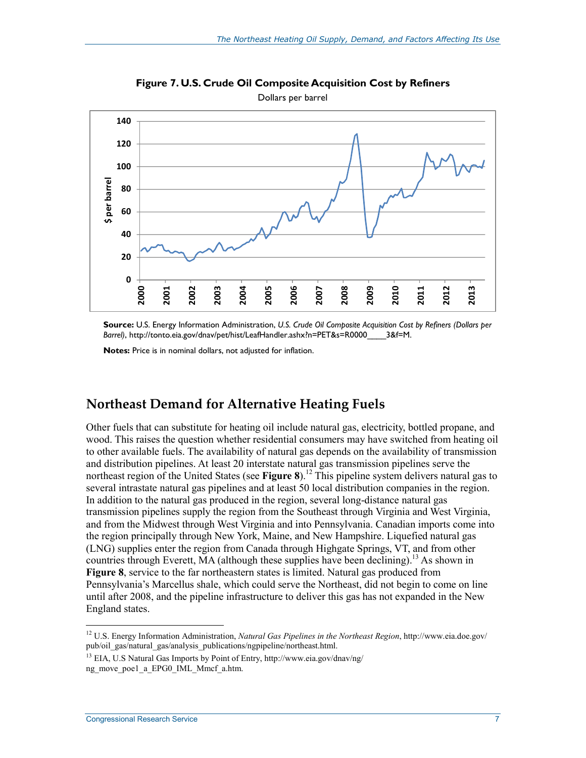**Figure 7. U.S. Crude Oil Composite Acquisition Cost by Refiners**

Dollars per barrel

**Source:** U.S. Energy Information Administration, *U.S. Crude Oil Composite Acquisition Cost by Refiners (Dollars per Barrel)*, http://tonto.eia.gov/dnav/pet/hist/LeafHandler.ashx?n=PET&s=R0000____3&f=M.

**Notes:** Price is in nominal dollars, not adjusted for inflation.

## Northeast Demand for Alternative Heating Fuels

Other fuels that can substitute for heating oil include natural gas, electricity, bottled propane, and wood. This raises the question whether residential consumers may have switched from heating oil to other available fuels. The availability of natural gas depends on the availability of transmission and distribution pipelines. At least 20 interstate natural gas transmission pipelines serve the northeast region of the United States (see **Figure 8**).[12] This pipeline system delivers natural gas to several intrastate natural gas pipelines and at least 50 local distribution companies in the region. In addition to the natural gas produced in the region, several long-distance natural gas transmission pipelines supply the region from the Southeast through Virginia and West Virginia, and from the Midwest through West Virginia and into Pennsylvania. Canadian imports come into the region principally through New York, Maine, and New Hampshire. Liquefied natural gas (LNG) supplies enter the region from Canada through Highgate Springs, VT, and from other countries through Everett, MA (although these supplies have been declining).[13] As shown in **Figure 8**, service to the far northeastern states is limited. Natural gas produced from Pennsylvania's Marcellus shale, which could serve the Northeast, did not begin to come on line until after 2008, and the pipeline infrastructure to deliver this gas has not expanded in the New England states.

---

[12] U.S. Energy Information Administration, *Natural Gas Pipelines in the Northeast Region*, http://www.eia.doe.gov/pub/oil_gas/natural_gas/analysis_publications/ngpipeline/northeast.html.

[13] EIA, U.S Natural Gas Imports by Point of Entry, http://www.eia.gov/dnav/ng/ng_move_poe1_a_EPG0_IML_Mmcf_a.htm.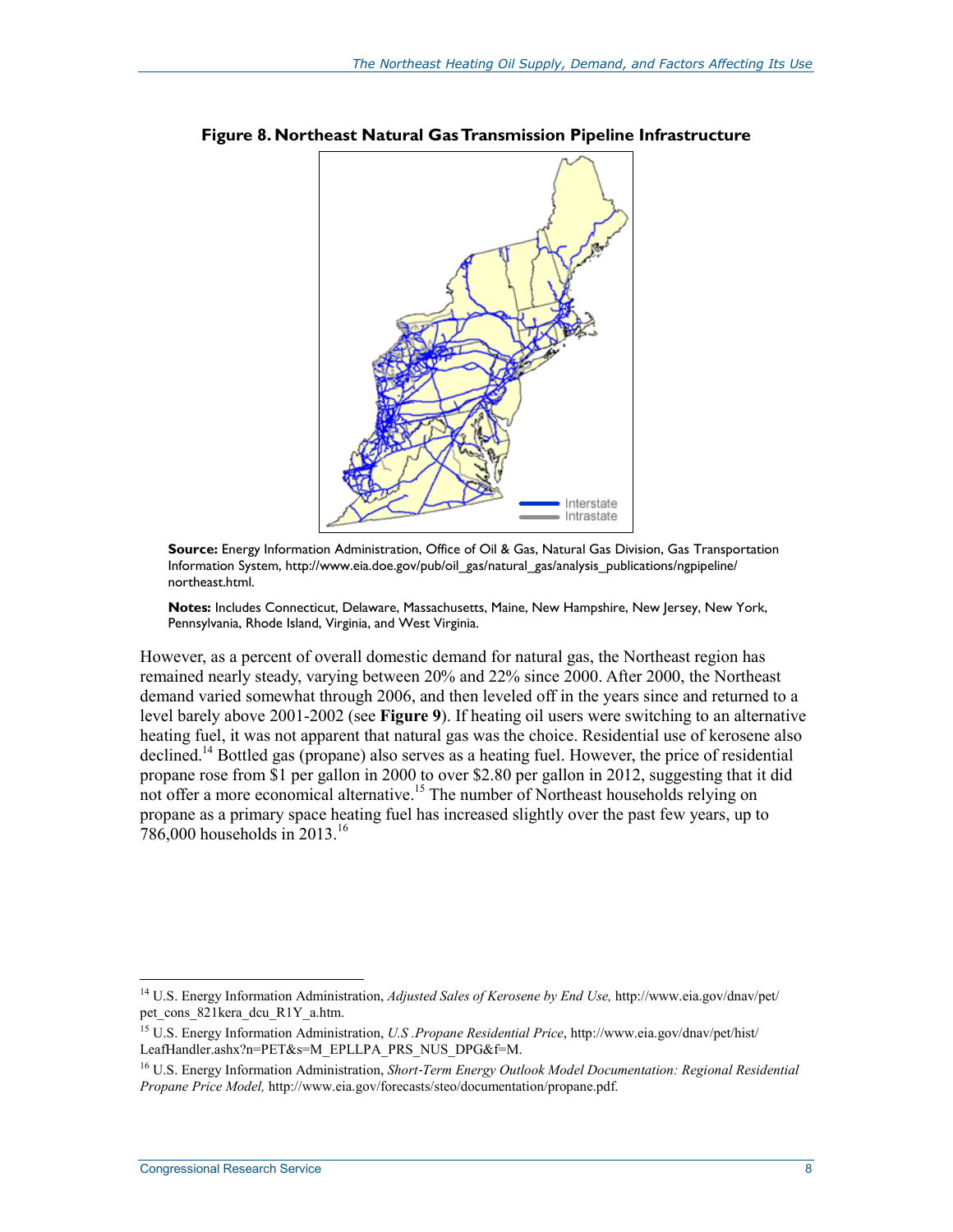**Figure 8. Northeast Natural Gas Transmission Pipeline Infrastructure**

**Source:** Energy Information Administration, Office of Oil & Gas, Natural Gas Division, Gas Transportation Information System, http://www.eia.doe.gov/pub/oil_gas/natural_gas/analysis_publications/ngpipeline/northeast.html.

**Notes:** Includes Connecticut, Delaware, Massachusetts, Maine, New Hampshire, New Jersey, New York, Pennsylvania, Rhode Island, Virginia, and West Virginia.

However, as a percent of overall domestic demand for natural gas, the Northeast region has remained nearly steady, varying between 20% and 22% since 2000. After 2000, the Northeast demand varied somewhat through 2006, and then leveled off in the years since and returned to a level barely above 2001-2002 (see **Figure 9**). If heating oil users were switching to an alternative heating fuel, it was not apparent that natural gas was the choice. Residential use of kerosene also declined.[14] Bottled gas (propane) also serves as a heating fuel. However, the price of residential propane rose from $1 per gallon in 2000 to over $2.80 per gallon in 2012, suggesting that it did not offer a more economical alternative.[15] The number of Northeast households relying on propane as a primary space heating fuel has increased slightly over the past few years, up to 786,000 households in 2013.[16]

---

[14] U.S. Energy Information Administration, *Adjusted Sales of Kerosene by End Use,* http://www.eia.gov/dnav/pet/pet_cons_821kera_dcu_R1Y_a.htm.

[15] U.S. Energy Information Administration, *U.S .Propane Residential Price*, http://www.eia.gov/dnav/pet/hist/LeafHandler.ashx?n=PET&s=M_EPLLPA_PRS_NUS_DPG&f=M.

[16] U.S. Energy Information Administration, *Short-Term Energy Outlook Model Documentation: Regional Residential Propane Price Model,* http://www.eia.gov/forecasts/steo/documentation/propane.pdf.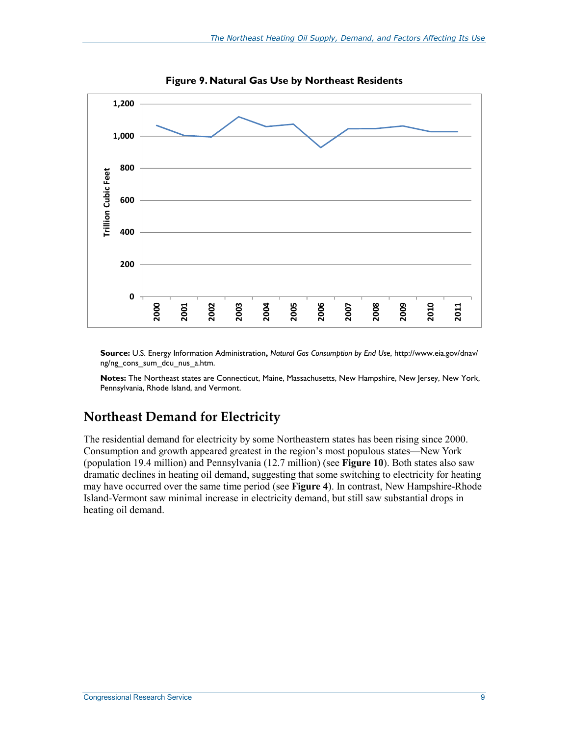**Figure 9. Natural Gas Use by Northeast Residents**

**Source:** U.S. Energy Information Administration**,** *Natural Gas Consumption by End Use*, http://www.eia.gov/dnav/ng/ng_cons_sum_dcu_nus_a.htm.

**Notes:** The Northeast states are Connecticut, Maine, Massachusetts, New Hampshire, New Jersey, New York, Pennsylvania, Rhode Island, and Vermont.

## Northeast Demand for Electricity

The residential demand for electricity by some Northeastern states has been rising since 2000. Consumption and growth appeared greatest in the region's most populous states—New York (population 19.4 million) and Pennsylvania (12.7 million) (see **Figure 10**). Both states also saw dramatic declines in heating oil demand, suggesting that some switching to electricity for heating may have occurred over the same time period (see **Figure 4**). In contrast, New Hampshire-Rhode Island-Vermont saw minimal increase in electricity demand, but still saw substantial drops in heating oil demand.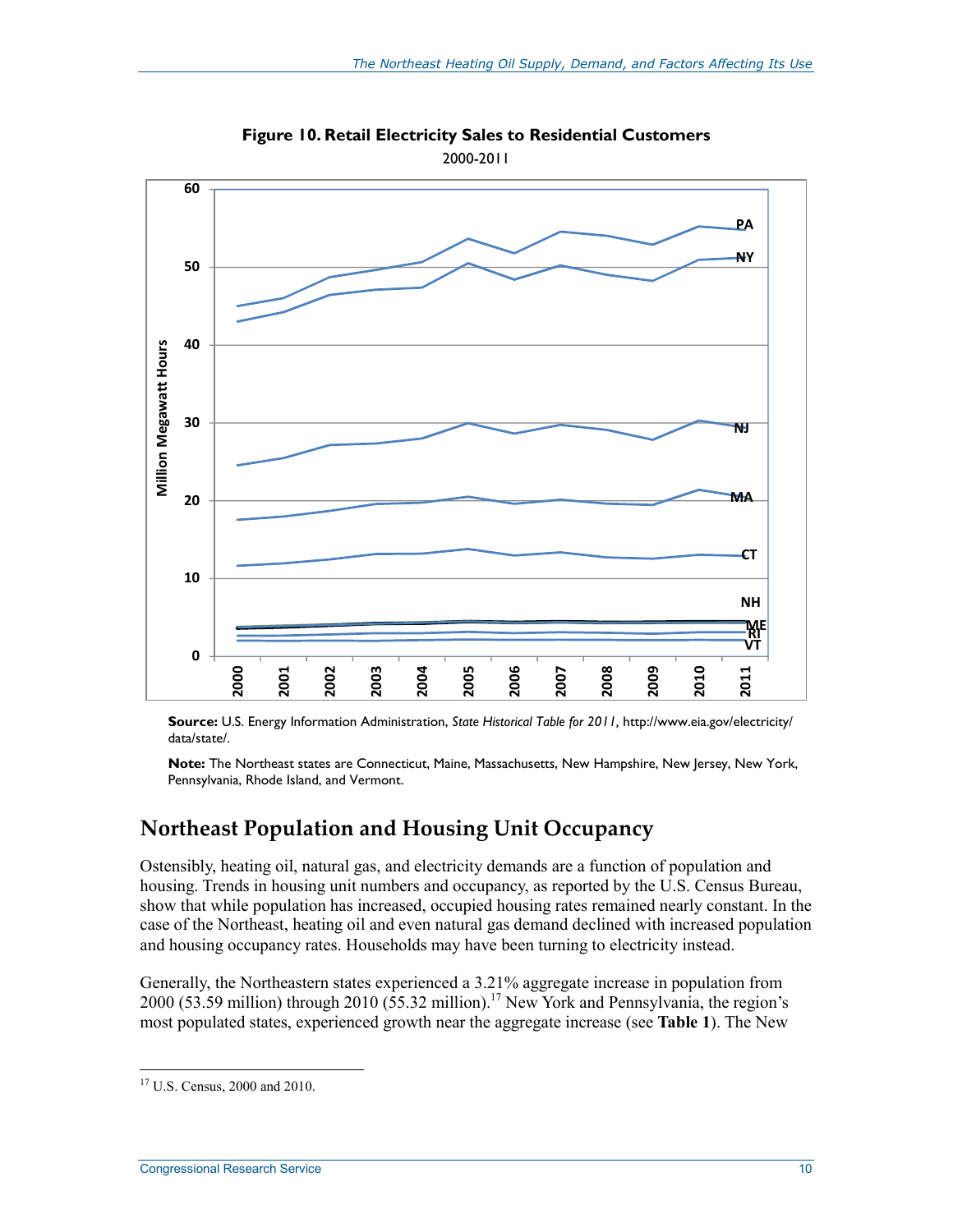**Figure 10. Retail Electricity Sales to Residential Customers**

2000-2011

**Source:** U.S. Energy Information Administration, *State Historical Table for 2011*, http://www.eia.gov/electricity/data/state/.

**Note:** The Northeast states are Connecticut, Maine, Massachusetts, New Hampshire, New Jersey, New York, Pennsylvania, Rhode Island, and Vermont.

## Northeast Population and Housing Unit Occupancy

Ostensibly, heating oil, natural gas, and electricity demands are a function of population and housing. Trends in housing unit numbers and occupancy, as reported by the U.S. Census Bureau, show that while population has increased, occupied housing rates remained nearly constant. In the case of the Northeast, heating oil and even natural gas demand declined with increased population and housing occupancy rates. Households may have been turning to electricity instead.

Generally, the Northeastern states experienced a 3.21% aggregate increase in population from 2000 (53.59 million) through 2010 (55.32 million).[17] New York and Pennsylvania, the region's most populated states, experienced growth near the aggregate increase (see **Table 1**). The New

[17] U.S. Census, 2000 and 2010.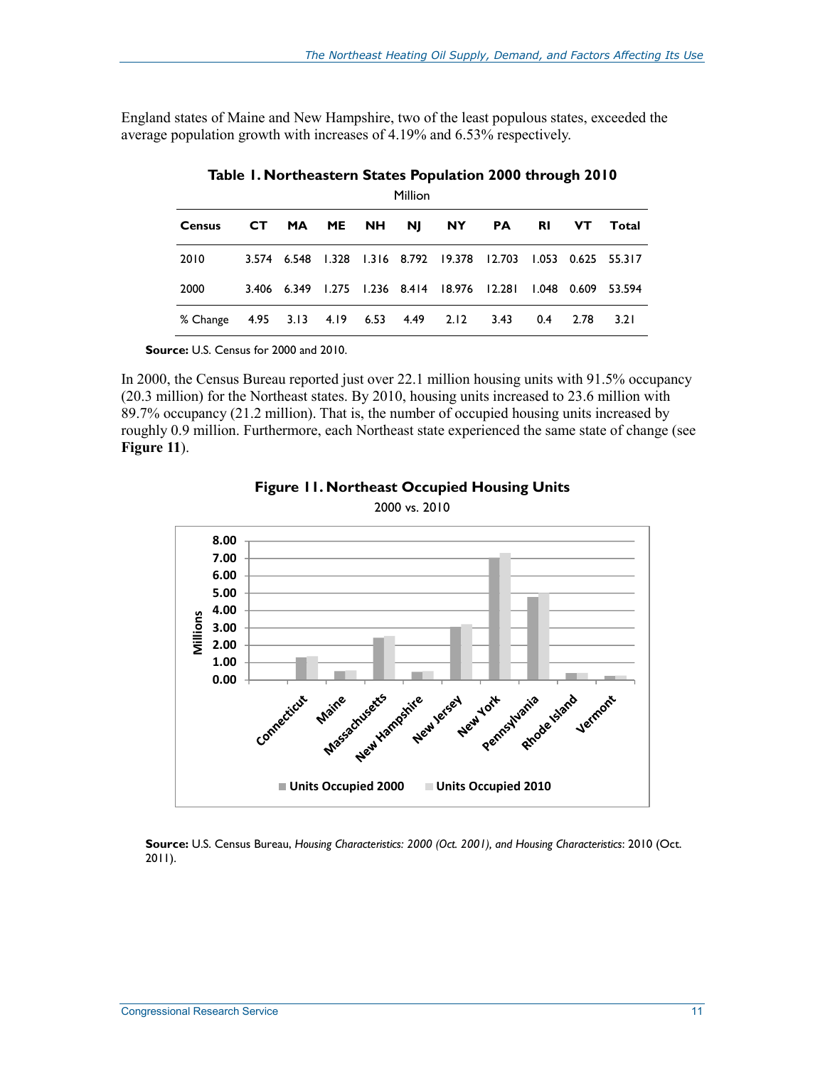England states of Maine and New Hampshire, two of the least populous states, exceeded the average population growth with increases of 4.19% and 6.53% respectively.

**Table 1. Northeastern States Population 2000 through 2010**

Million

| Census | CT | MA | ME | NH | NJ | NY | PA | RI | VT | Total |
|---|---|---|---|---|---|---|---|---|---|---|
| 2010 | 3.574 | 6.548 | 1.328 | 1.316 | 8.792 | 19.378 | 12.703 | 1.053 | 0.625 | 55.317 |
| 2000 | 3.406 | 6.349 | 1.275 | 1.236 | 8.414 | 18.976 | 12.281 | 1.048 | 0.609 | 53.594 |
| % Change | 4.95 | 3.13 | 4.19 | 6.53 | 4.49 | 2.12 | 3.43 | 0.4 | 2.78 | 3.21 |

**Source:** U.S. Census for 2000 and 2010.

In 2000, the Census Bureau reported just over 22.1 million housing units with 91.5% occupancy (20.3 million) for the Northeast states. By 2010, housing units increased to 23.6 million with 89.7% occupancy (21.2 million). That is, the number of occupied housing units increased by roughly 0.9 million. Furthermore, each Northeast state experienced the same state of change (see **Figure 11**).

**Figure 11. Northeast Occupied Housing Units**

2000 vs. 2010

**Source:** U.S. Census Bureau, *Housing Characteristics: 2000 (Oct. 2001), and Housing Characteristics*: 2010 (Oct. 2011).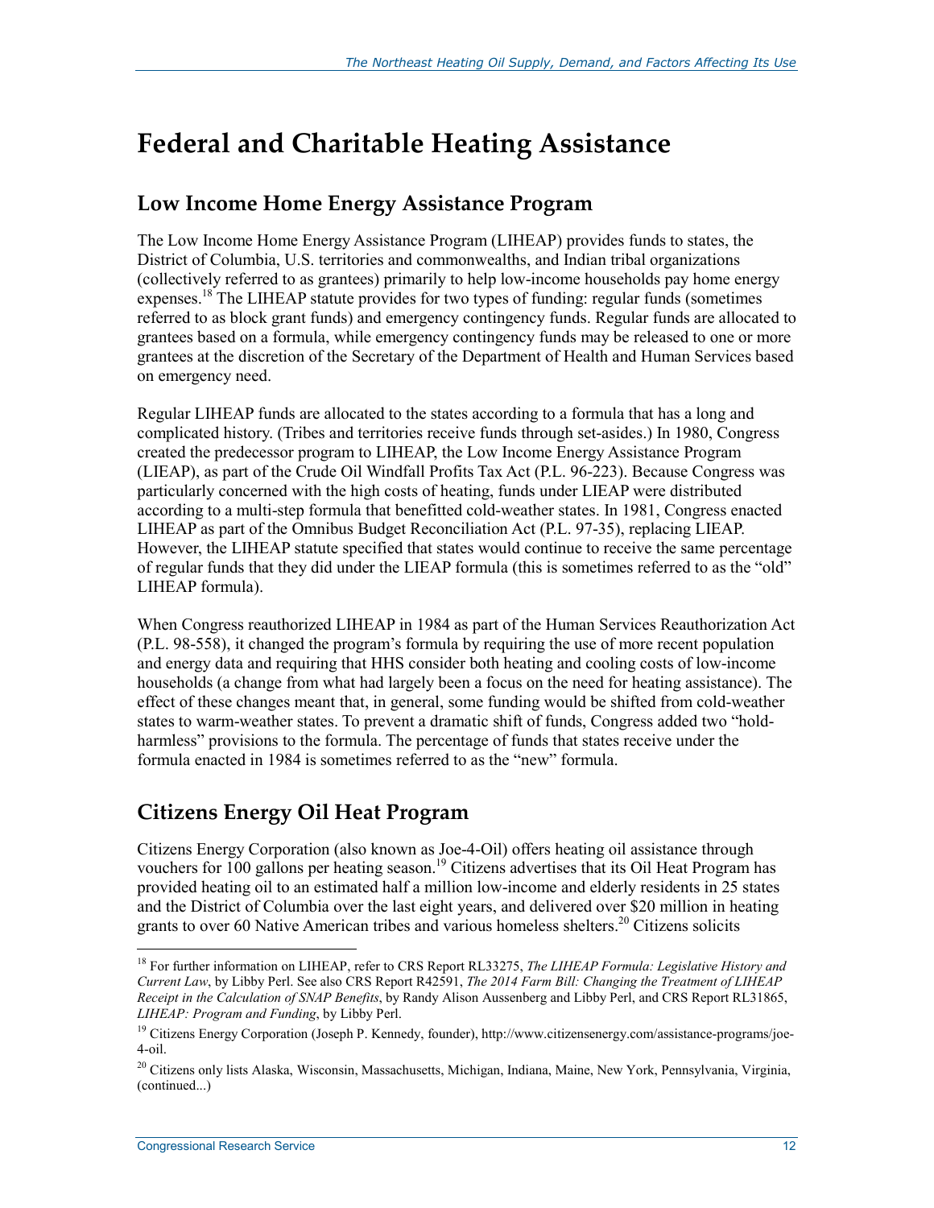# Federal and Charitable Heating Assistance

## Low Income Home Energy Assistance Program

The Low Income Home Energy Assistance Program (LIHEAP) provides funds to states, the District of Columbia, U.S. territories and commonwealths, and Indian tribal organizations (collectively referred to as grantees) primarily to help low-income households pay home energy expenses.[18] The LIHEAP statute provides for two types of funding: regular funds (sometimes referred to as block grant funds) and emergency contingency funds. Regular funds are allocated to grantees based on a formula, while emergency contingency funds may be released to one or more grantees at the discretion of the Secretary of the Department of Health and Human Services based on emergency need.

Regular LIHEAP funds are allocated to the states according to a formula that has a long and complicated history. (Tribes and territories receive funds through set-asides.) In 1980, Congress created the predecessor program to LIHEAP, the Low Income Energy Assistance Program (LIEAP), as part of the Crude Oil Windfall Profits Tax Act (P.L. 96-223). Because Congress was particularly concerned with the high costs of heating, funds under LIEAP were distributed according to a multi-step formula that benefitted cold-weather states. In 1981, Congress enacted LIHEAP as part of the Omnibus Budget Reconciliation Act (P.L. 97-35), replacing LIEAP. However, the LIHEAP statute specified that states would continue to receive the same percentage of regular funds that they did under the LIEAP formula (this is sometimes referred to as the "old" LIHEAP formula).

When Congress reauthorized LIHEAP in 1984 as part of the Human Services Reauthorization Act (P.L. 98-558), it changed the program's formula by requiring the use of more recent population and energy data and requiring that HHS consider both heating and cooling costs of low-income households (a change from what had largely been a focus on the need for heating assistance). The effect of these changes meant that, in general, some funding would be shifted from cold-weather states to warm-weather states. To prevent a dramatic shift of funds, Congress added two "hold-harmless" provisions to the formula. The percentage of funds that states receive under the formula enacted in 1984 is sometimes referred to as the "new" formula.

## Citizens Energy Oil Heat Program

Citizens Energy Corporation (also known as Joe-4-Oil) offers heating oil assistance through vouchers for 100 gallons per heating season.[19] Citizens advertises that its Oil Heat Program has provided heating oil to an estimated half a million low-income and elderly residents in 25 states and the District of Columbia over the last eight years, and delivered over $20 million in heating grants to over 60 Native American tribes and various homeless shelters.[20] Citizens solicits

---

[18] For further information on LIHEAP, refer to CRS Report RL33275, *The LIHEAP Formula: Legislative History and Current Law*, by Libby Perl. See also CRS Report R42591, *The 2014 Farm Bill: Changing the Treatment of LIHEAP Receipt in the Calculation of SNAP Benefits*, by Randy Alison Aussenberg and Libby Perl, and CRS Report RL31865, *LIHEAP: Program and Funding*, by Libby Perl.

[19] Citizens Energy Corporation (Joseph P. Kennedy, founder), http://www.citizensenergy.com/assistance-programs/joe-4-oil.

[20] Citizens only lists Alaska, Wisconsin, Massachusetts, Michigan, Indiana, Maine, New York, Pennsylvania, Virginia, (continued...)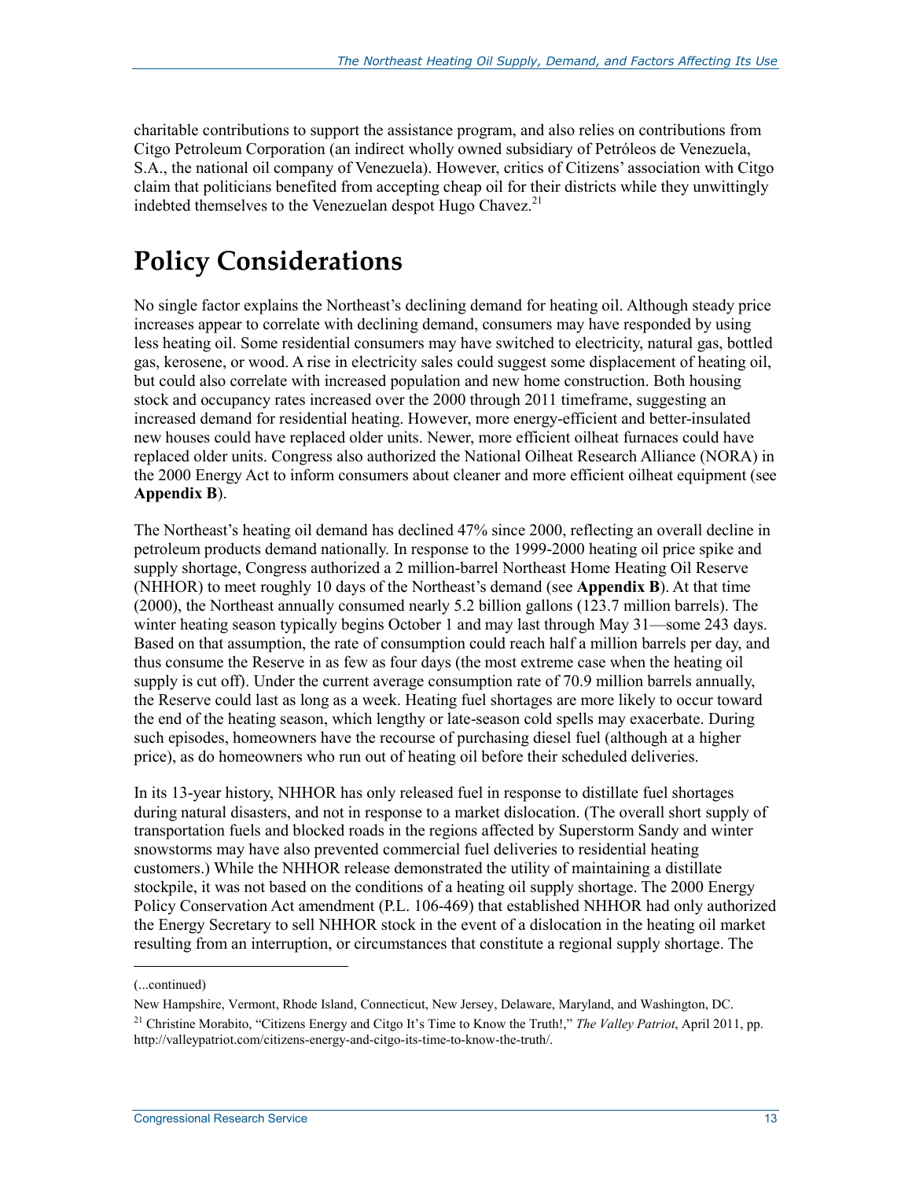charitable contributions to support the assistance program, and also relies on contributions from Citgo Petroleum Corporation (an indirect wholly owned subsidiary of Petróleos de Venezuela, S.A., the national oil company of Venezuela). However, critics of Citizens' association with Citgo claim that politicians benefited from accepting cheap oil for their districts while they unwittingly indebted themselves to the Venezuelan despot Hugo Chavez.[21]

# Policy Considerations

No single factor explains the Northeast's declining demand for heating oil. Although steady price increases appear to correlate with declining demand, consumers may have responded by using less heating oil. Some residential consumers may have switched to electricity, natural gas, bottled gas, kerosene, or wood. A rise in electricity sales could suggest some displacement of heating oil, but could also correlate with increased population and new home construction. Both housing stock and occupancy rates increased over the 2000 through 2011 timeframe, suggesting an increased demand for residential heating. However, more energy-efficient and better-insulated new houses could have replaced older units. Newer, more efficient oilheat furnaces could have replaced older units. Congress also authorized the National Oilheat Research Alliance (NORA) in the 2000 Energy Act to inform consumers about cleaner and more efficient oilheat equipment (see **Appendix B**).

The Northeast's heating oil demand has declined 47% since 2000, reflecting an overall decline in petroleum products demand nationally. In response to the 1999-2000 heating oil price spike and supply shortage, Congress authorized a 2 million-barrel Northeast Home Heating Oil Reserve (NHHOR) to meet roughly 10 days of the Northeast's demand (see **Appendix B**). At that time (2000), the Northeast annually consumed nearly 5.2 billion gallons (123.7 million barrels). The winter heating season typically begins October 1 and may last through May 31—some 243 days. Based on that assumption, the rate of consumption could reach half a million barrels per day, and thus consume the Reserve in as few as four days (the most extreme case when the heating oil supply is cut off). Under the current average consumption rate of 70.9 million barrels annually, the Reserve could last as long as a week. Heating fuel shortages are more likely to occur toward the end of the heating season, which lengthy or late-season cold spells may exacerbate. During such episodes, homeowners have the recourse of purchasing diesel fuel (although at a higher price), as do homeowners who run out of heating oil before their scheduled deliveries.

In its 13-year history, NHHOR has only released fuel in response to distillate fuel shortages during natural disasters, and not in response to a market dislocation. (The overall short supply of transportation fuels and blocked roads in the regions affected by Superstorm Sandy and winter snowstorms may have also prevented commercial fuel deliveries to residential heating customers.) While the NHHOR release demonstrated the utility of maintaining a distillate stockpile, it was not based on the conditions of a heating oil supply shortage. The 2000 Energy Policy Conservation Act amendment (P.L. 106-469) that established NHHOR had only authorized the Energy Secretary to sell NHHOR stock in the event of a dislocation in the heating oil market resulting from an interruption, or circumstances that constitute a regional supply shortage. The

(...continued)

New Hampshire, Vermont, Rhode Island, Connecticut, New Jersey, Delaware, Maryland, and Washington, DC.

[21] Christine Morabito, "Citizens Energy and Citgo It's Time to Know the Truth!," *The Valley Patriot*, April 2011, pp. http://valleypatriot.com/citizens-energy-and-citgo-its-time-to-know-the-truth/.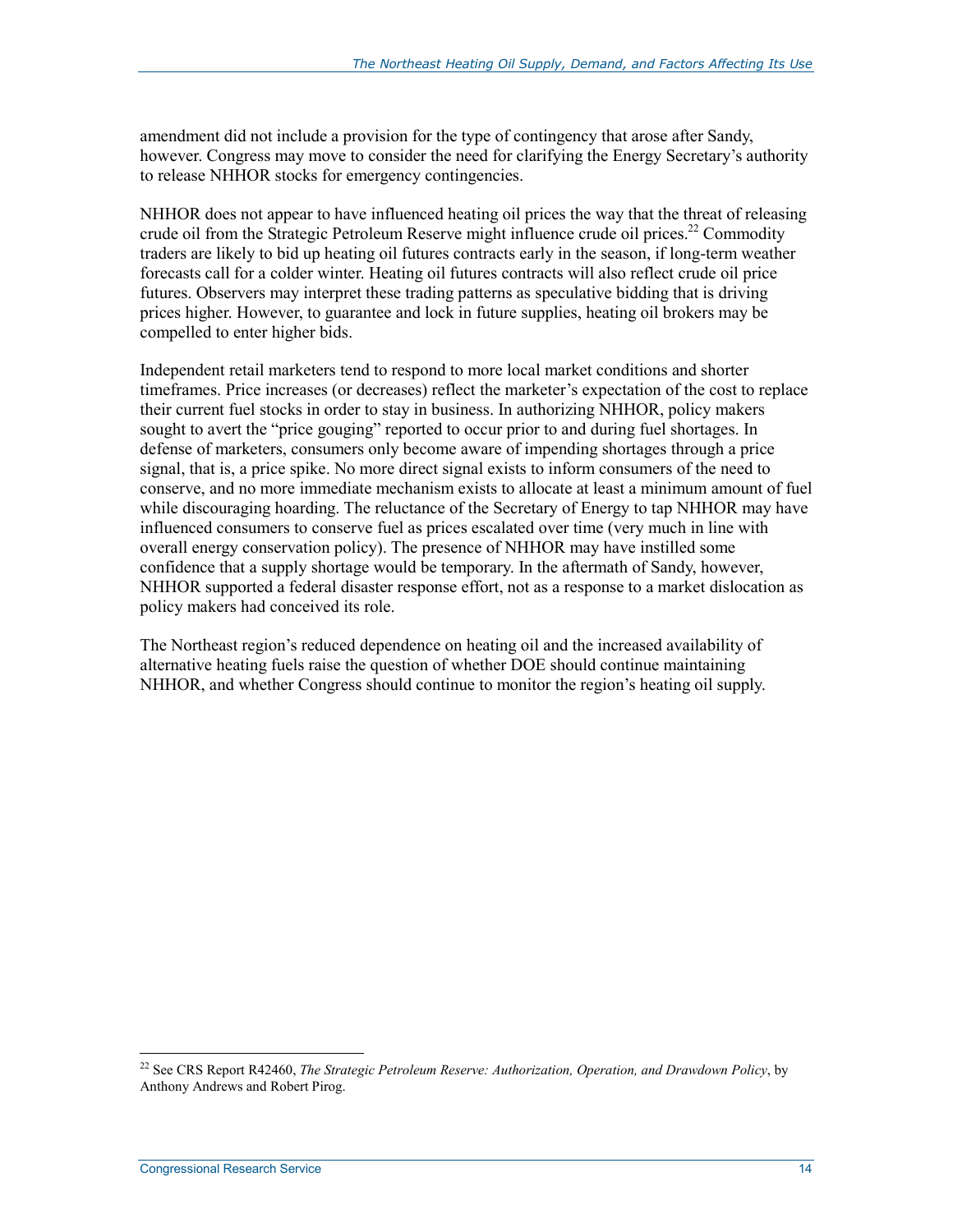amendment did not include a provision for the type of contingency that arose after Sandy, however. Congress may move to consider the need for clarifying the Energy Secretary's authority to release NHHOR stocks for emergency contingencies.

NHHOR does not appear to have influenced heating oil prices the way that the threat of releasing crude oil from the Strategic Petroleum Reserve might influence crude oil prices.[22] Commodity traders are likely to bid up heating oil futures contracts early in the season, if long-term weather forecasts call for a colder winter. Heating oil futures contracts will also reflect crude oil price futures. Observers may interpret these trading patterns as speculative bidding that is driving prices higher. However, to guarantee and lock in future supplies, heating oil brokers may be compelled to enter higher bids.

Independent retail marketers tend to respond to more local market conditions and shorter timeframes. Price increases (or decreases) reflect the marketer's expectation of the cost to replace their current fuel stocks in order to stay in business. In authorizing NHHOR, policy makers sought to avert the "price gouging" reported to occur prior to and during fuel shortages. In defense of marketers, consumers only become aware of impending shortages through a price signal, that is, a price spike. No more direct signal exists to inform consumers of the need to conserve, and no more immediate mechanism exists to allocate at least a minimum amount of fuel while discouraging hoarding. The reluctance of the Secretary of Energy to tap NHHOR may have influenced consumers to conserve fuel as prices escalated over time (very much in line with overall energy conservation policy). The presence of NHHOR may have instilled some confidence that a supply shortage would be temporary. In the aftermath of Sandy, however, NHHOR supported a federal disaster response effort, not as a response to a market dislocation as policy makers had conceived its role.

The Northeast region's reduced dependence on heating oil and the increased availability of alternative heating fuels raise the question of whether DOE should continue maintaining NHHOR, and whether Congress should continue to monitor the region's heating oil supply.

---

[22] See CRS Report R42460, *The Strategic Petroleum Reserve: Authorization, Operation, and Drawdown Policy*, by Anthony Andrews and Robert Pirog.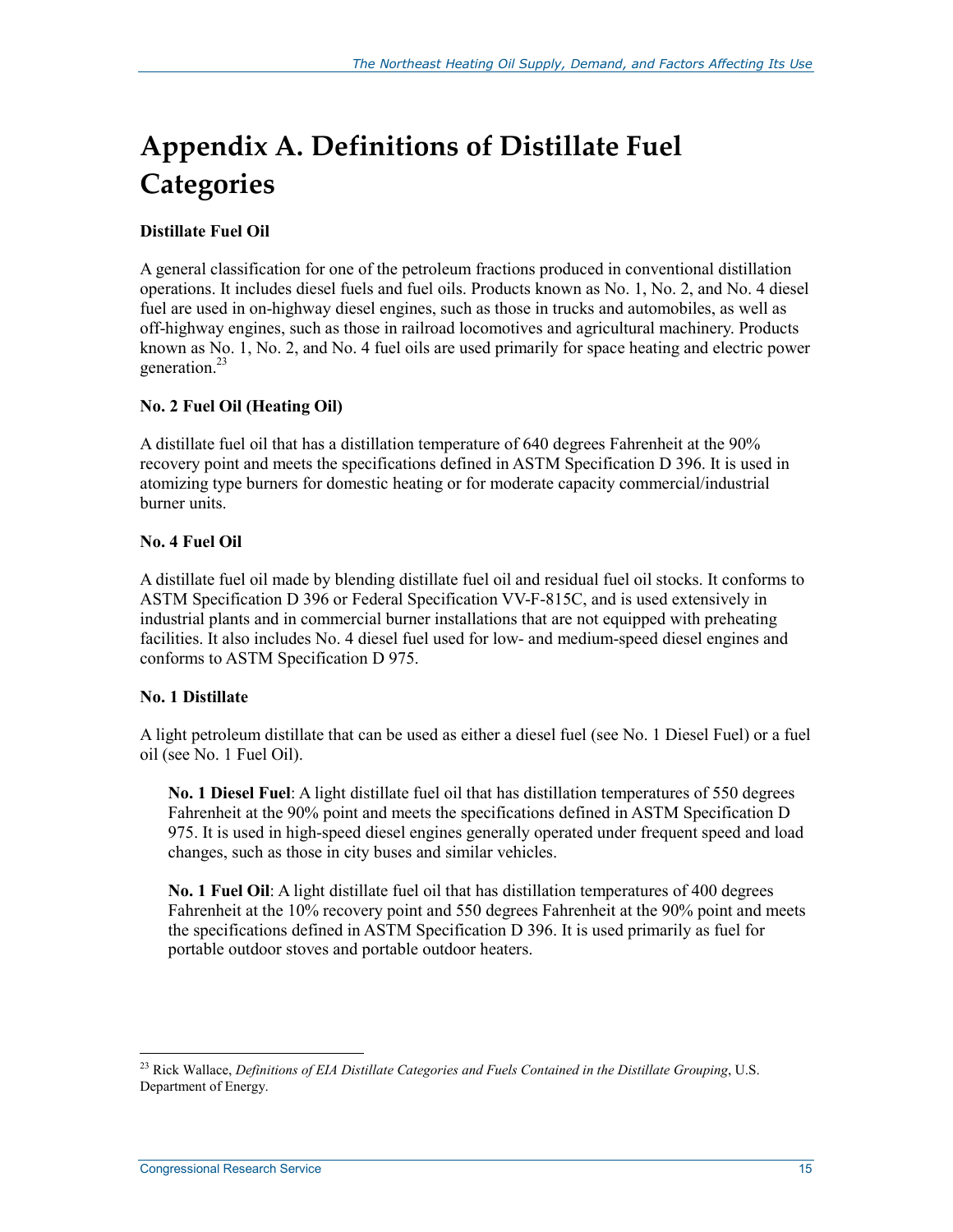# Appendix A. Definitions of Distillate Fuel Categories

**Distillate Fuel Oil**

A general classification for one of the petroleum fractions produced in conventional distillation operations. It includes diesel fuels and fuel oils. Products known as No. 1, No. 2, and No. 4 diesel fuel are used in on-highway diesel engines, such as those in trucks and automobiles, as well as off-highway engines, such as those in railroad locomotives and agricultural machinery. Products known as No. 1, No. 2, and No. 4 fuel oils are used primarily for space heating and electric power generation.[23]

**No. 2 Fuel Oil (Heating Oil)**

A distillate fuel oil that has a distillation temperature of 640 degrees Fahrenheit at the 90% recovery point and meets the specifications defined in ASTM Specification D 396. It is used in atomizing type burners for domestic heating or for moderate capacity commercial/industrial burner units.

**No. 4 Fuel Oil**

A distillate fuel oil made by blending distillate fuel oil and residual fuel oil stocks. It conforms to ASTM Specification D 396 or Federal Specification VV-F-815C, and is used extensively in industrial plants and in commercial burner installations that are not equipped with preheating facilities. It also includes No. 4 diesel fuel used for low- and medium-speed diesel engines and conforms to ASTM Specification D 975.

**No. 1 Distillate**

A light petroleum distillate that can be used as either a diesel fuel (see No. 1 Diesel Fuel) or a fuel oil (see No. 1 Fuel Oil).

> **No. 1 Diesel Fuel**: A light distillate fuel oil that has distillation temperatures of 550 degrees Fahrenheit at the 90% point and meets the specifications defined in ASTM Specification D 975. It is used in high-speed diesel engines generally operated under frequent speed and load changes, such as those in city buses and similar vehicles.
>
> **No. 1 Fuel Oil**: A light distillate fuel oil that has distillation temperatures of 400 degrees Fahrenheit at the 10% recovery point and 550 degrees Fahrenheit at the 90% point and meets the specifications defined in ASTM Specification D 396. It is used primarily as fuel for portable outdoor stoves and portable outdoor heaters.

---

[23] Rick Wallace, *Definitions of EIA Distillate Categories and Fuels Contained in the Distillate Grouping*, U.S. Department of Energy.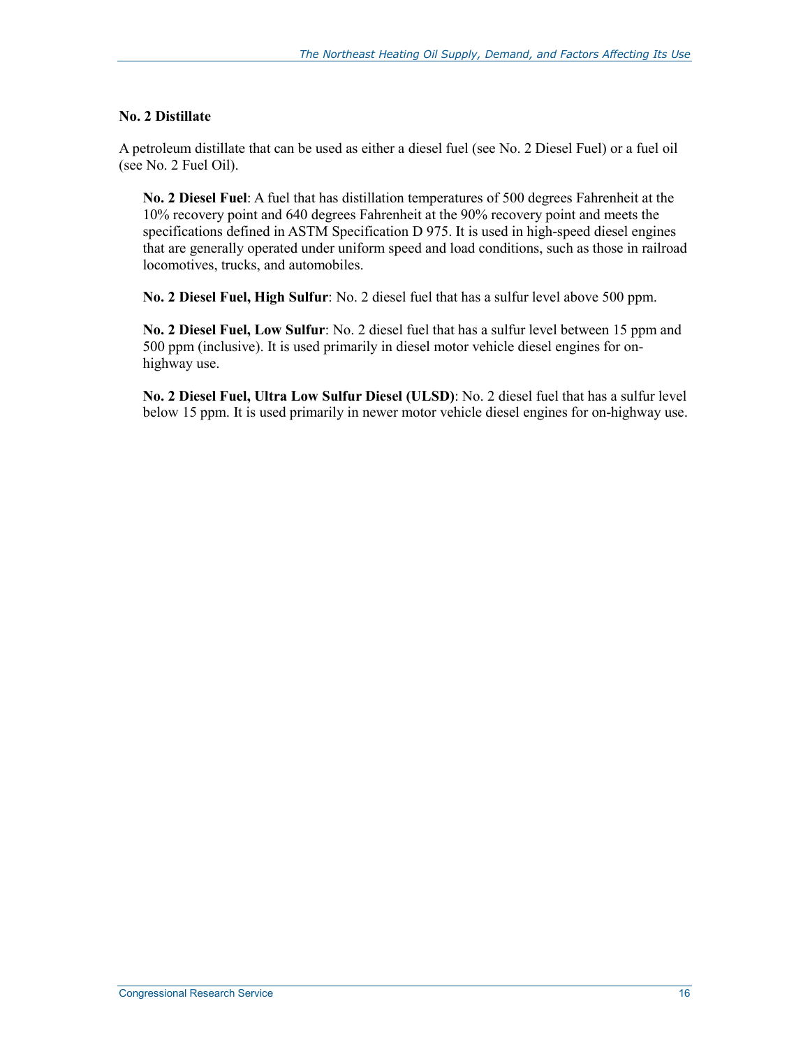### No. 2 Distillate

A petroleum distillate that can be used as either a diesel fuel (see No. 2 Diesel Fuel) or a fuel oil (see No. 2 Fuel Oil).

**No. 2 Diesel Fuel**: A fuel that has distillation temperatures of 500 degrees Fahrenheit at the 10% recovery point and 640 degrees Fahrenheit at the 90% recovery point and meets the specifications defined in ASTM Specification D 975. It is used in high-speed diesel engines that are generally operated under uniform speed and load conditions, such as those in railroad locomotives, trucks, and automobiles.

**No. 2 Diesel Fuel, High Sulfur**: No. 2 diesel fuel that has a sulfur level above 500 ppm.

**No. 2 Diesel Fuel, Low Sulfur**: No. 2 diesel fuel that has a sulfur level between 15 ppm and 500 ppm (inclusive). It is used primarily in diesel motor vehicle diesel engines for on-highway use.

**No. 2 Diesel Fuel, Ultra Low Sulfur Diesel (ULSD)**: No. 2 diesel fuel that has a sulfur level below 15 ppm. It is used primarily in newer motor vehicle diesel engines for on-highway use.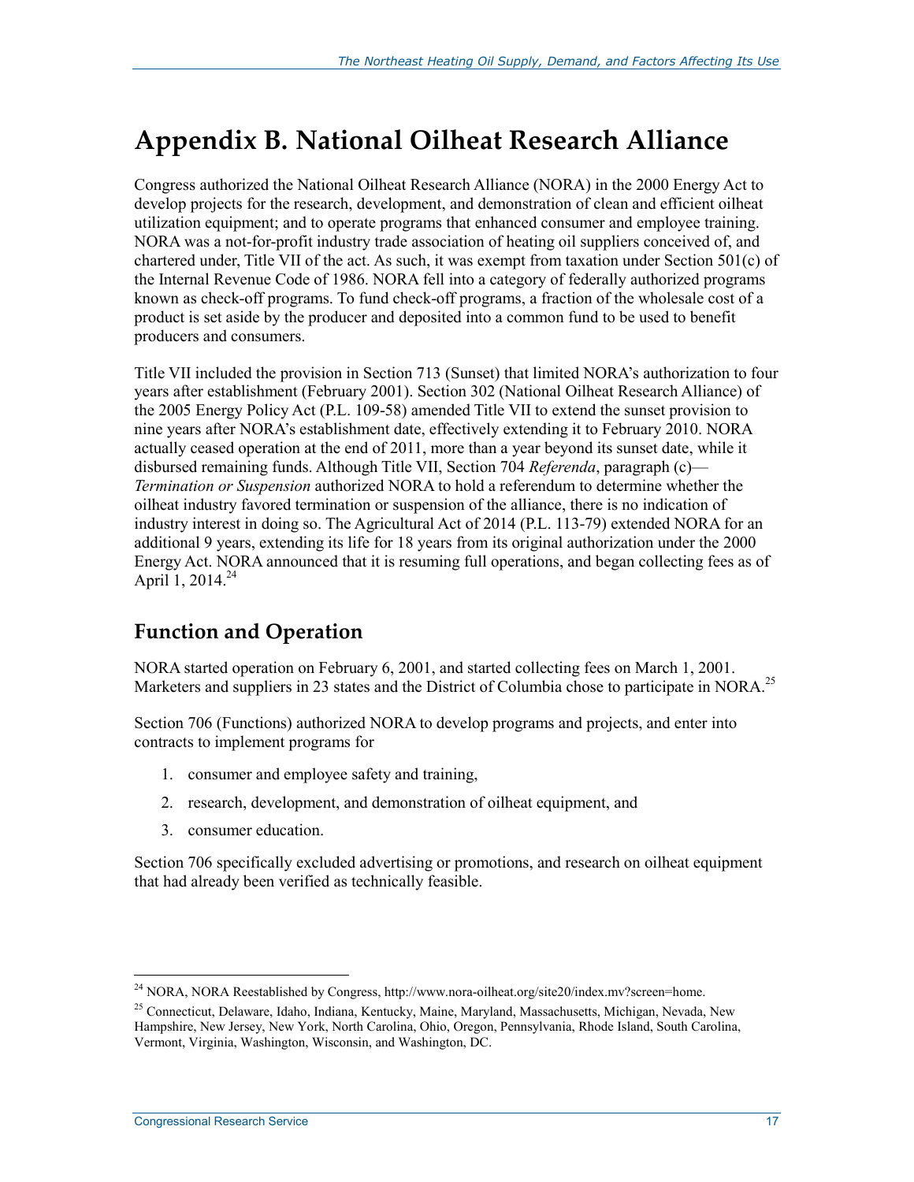# Appendix B. National Oilheat Research Alliance

Congress authorized the National Oilheat Research Alliance (NORA) in the 2000 Energy Act to develop projects for the research, development, and demonstration of clean and efficient oilheat utilization equipment; and to operate programs that enhanced consumer and employee training. NORA was a not-for-profit industry trade association of heating oil suppliers conceived of, and chartered under, Title VII of the act. As such, it was exempt from taxation under Section 501(c) of the Internal Revenue Code of 1986. NORA fell into a category of federally authorized programs known as check-off programs. To fund check-off programs, a fraction of the wholesale cost of a product is set aside by the producer and deposited into a common fund to be used to benefit producers and consumers.

Title VII included the provision in Section 713 (Sunset) that limited NORA's authorization to four years after establishment (February 2001). Section 302 (National Oilheat Research Alliance) of the 2005 Energy Policy Act (P.L. 109-58) amended Title VII to extend the sunset provision to nine years after NORA's establishment date, effectively extending it to February 2010. NORA actually ceased operation at the end of 2011, more than a year beyond its sunset date, while it disbursed remaining funds. Although Title VII, Section 704 *Referenda*, paragraph (c)—*Termination or Suspension* authorized NORA to hold a referendum to determine whether the oilheat industry favored termination or suspension of the alliance, there is no indication of industry interest in doing so. The Agricultural Act of 2014 (P.L. 113-79) extended NORA for an additional 9 years, extending its life for 18 years from its original authorization under the 2000 Energy Act. NORA announced that it is resuming full operations, and began collecting fees as of April 1, 2014.[24]

## Function and Operation

NORA started operation on February 6, 2001, and started collecting fees on March 1, 2001. Marketers and suppliers in 23 states and the District of Columbia chose to participate in NORA.[25]

Section 706 (Functions) authorized NORA to develop programs and projects, and enter into contracts to implement programs for

1. consumer and employee safety and training,
2. research, development, and demonstration of oilheat equipment, and
3. consumer education.

Section 706 specifically excluded advertising or promotions, and research on oilheat equipment that had already been verified as technically feasible.

[24] NORA, NORA Reestablished by Congress, http://www.nora-oilheat.org/site20/index.mv?screen=home.

[25] Connecticut, Delaware, Idaho, Indiana, Kentucky, Maine, Maryland, Massachusetts, Michigan, Nevada, New Hampshire, New Jersey, New York, North Carolina, Ohio, Oregon, Pennsylvania, Rhode Island, South Carolina, Vermont, Virginia, Washington, Wisconsin, and Washington, DC.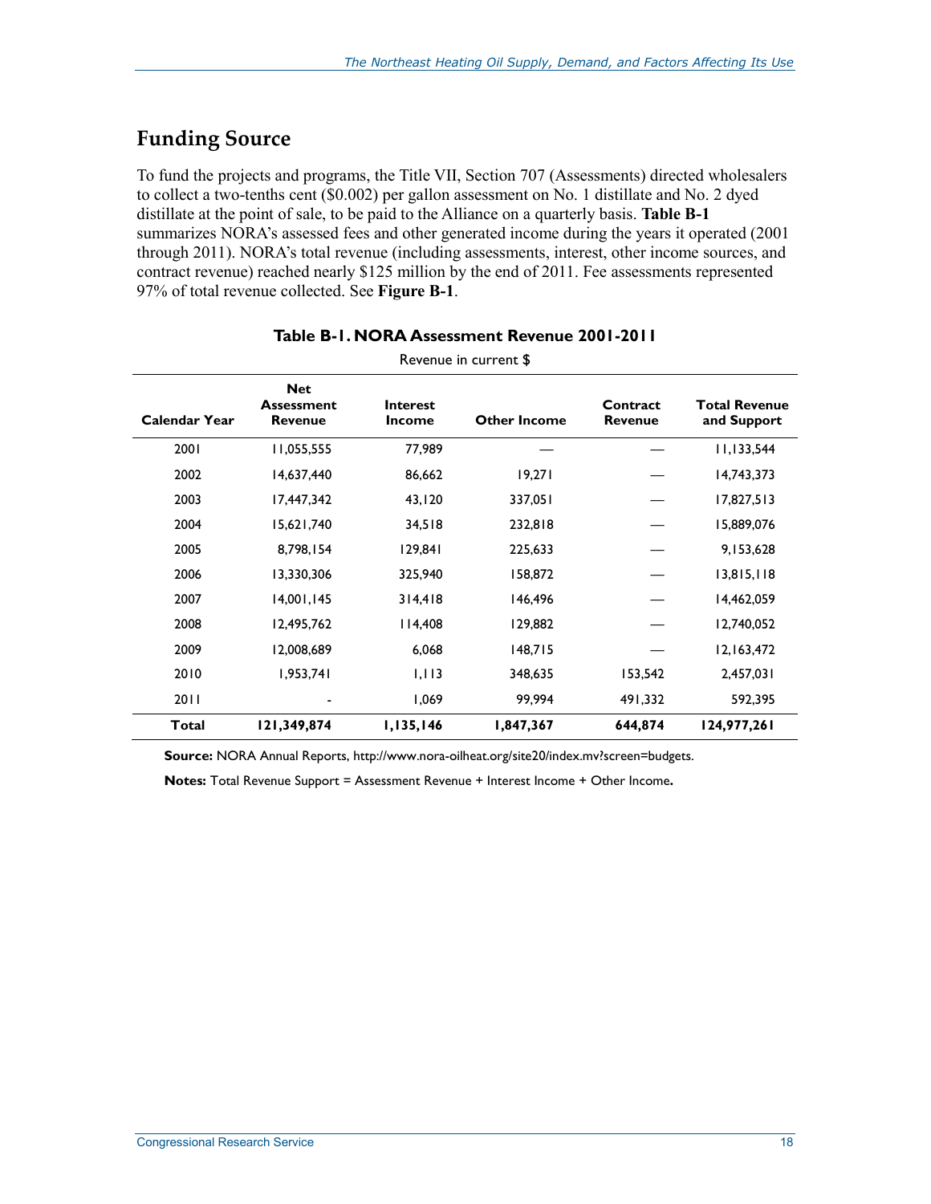## Funding Source

To fund the projects and programs, the Title VII, Section 707 (Assessments) directed wholesalers to collect a two-tenths cent ($0.002) per gallon assessment on No. 1 distillate and No. 2 dyed distillate at the point of sale, to be paid to the Alliance on a quarterly basis. **Table B-1** summarizes NORA's assessed fees and other generated income during the years it operated (2001 through 2011). NORA's total revenue (including assessments, interest, other income sources, and contract revenue) reached nearly $125 million by the end of 2011. Fee assessments represented 97% of total revenue collected. See **Figure B-1**.

**Table B-1. NORA Assessment Revenue 2001-2011**

Revenue in current $

| Calendar Year | Net Assessment Revenue | Interest Income | Other Income | Contract Revenue | Total Revenue and Support |
|---|---|---|---|---|---|
| 2001 | 11,055,555 | 77,989 | — | — | 11,133,544 |
| 2002 | 14,637,440 | 86,662 | 19,271 | — | 14,743,373 |
| 2003 | 17,447,342 | 43,120 | 337,051 | — | 17,827,513 |
| 2004 | 15,621,740 | 34,518 | 232,818 | — | 15,889,076 |
| 2005 | 8,798,154 | 129,841 | 225,633 | — | 9,153,628 |
| 2006 | 13,330,306 | 325,940 | 158,872 | — | 13,815,118 |
| 2007 | 14,001,145 | 314,418 | 146,496 | — | 14,462,059 |
| 2008 | 12,495,762 | 114,408 | 129,882 | — | 12,740,052 |
| 2009 | 12,008,689 | 6,068 | 148,715 | — | 12,163,472 |
| 2010 | 1,953,741 | 1,113 | 348,635 | 153,542 | 2,457,031 |
| 2011 | - | 1,069 | 99,994 | 491,332 | 592,395 |
| **Total** | **121,349,874** | **1,135,146** | **1,847,367** | **644,874** | **124,977,261** |

**Source:** NORA Annual Reports, http://www.nora-oilheat.org/site20/index.mv?screen=budgets.

**Notes:** Total Revenue Support = Assessment Revenue + Interest Income + Other Income**.**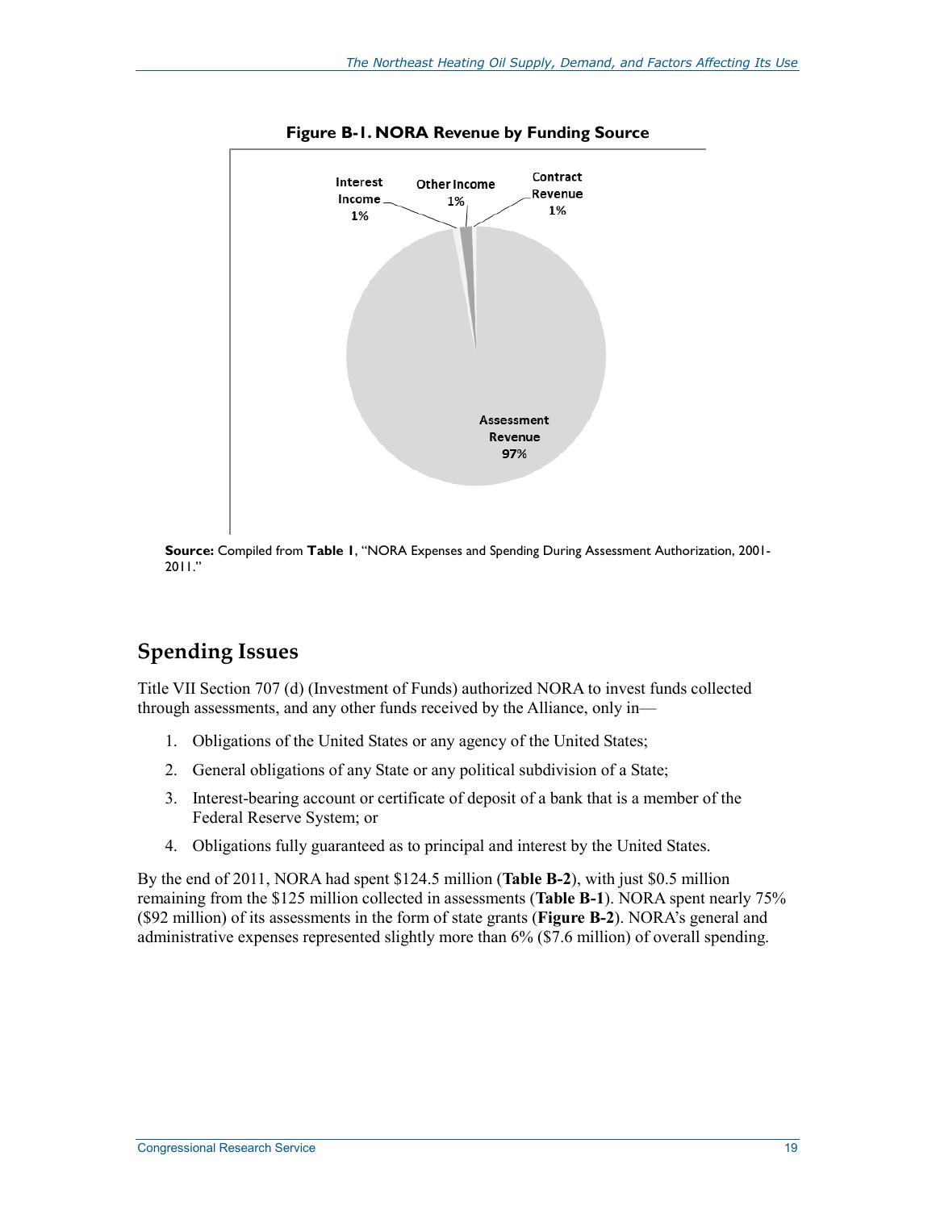**Figure B-1. NORA Revenue by Funding Source**

Interest Income 1%

Other Income 1%

Contract Revenue 1%

Assessment Revenue 97%

**Source:** Compiled from **Table 1**, "NORA Expenses and Spending During Assessment Authorization, 2001-2011."

## Spending Issues

Title VII Section 707 (d) (Investment of Funds) authorized NORA to invest funds collected through assessments, and any other funds received by the Alliance, only in—

1. Obligations of the United States or any agency of the United States;
2. General obligations of any State or any political subdivision of a State;
3. Interest-bearing account or certificate of deposit of a bank that is a member of the Federal Reserve System; or
4. Obligations fully guaranteed as to principal and interest by the United States.

By the end of 2011, NORA had spent $124.5 million (**Table B-2**), with just $0.5 million remaining from the $125 million collected in assessments (**Table B-1**). NORA spent nearly 75% ($92 million) of its assessments in the form of state grants (**Figure B-2**). NORA's general and administrative expenses represented slightly more than 6% ($7.6 million) of overall spending.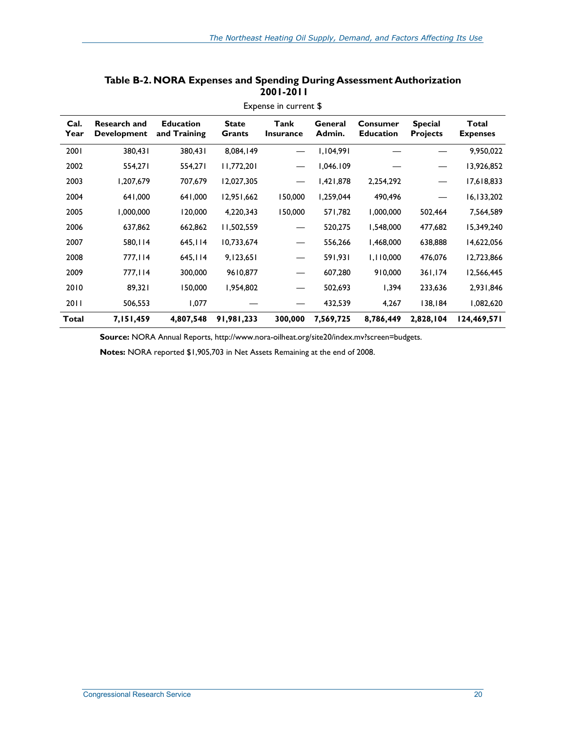**Table B-2. NORA Expenses and Spending During Assessment Authorization 2001-2011**

Expense in current $

| Cal. Year | Research and Development | Education and Training | State Grants | Tank Insurance | General Admin. | Consumer Education | Special Projects | Total Expenses |
|---|---|---|---|---|---|---|---|---|
| 2001 | 380,431 | 380,431 | 8,084,149 | — | 1,104,991 | — | — | 9,950,022 |
| 2002 | 554,271 | 554,271 | 11,772,201 | — | 1,046.109 | — | — | 13,926,852 |
| 2003 | 1,207,679 | 707,679 | 12,027,305 | — | 1,421,878 | 2,254,292 | — | 17,618,833 |
| 2004 | 641,000 | 641,000 | 12,951,662 | 150,000 | 1,259,044 | 490,496 | — | 16,133,202 |
| 2005 | 1,000,000 | 120,000 | 4,220,343 | 150,000 | 571,782 | 1,000,000 | 502,464 | 7,564,589 |
| 2006 | 637,862 | 662,862 | 11,502,559 | — | 520,275 | 1,548,000 | 477,682 | 15,349,240 |
| 2007 | 580,114 | 645,114 | 10,733,674 | — | 556,266 | 1,468,000 | 638,888 | 14,622,056 |
| 2008 | 777,114 | 645,114 | 9,123,651 | — | 591,931 | 1,110,000 | 476,076 | 12,723,866 |
| 2009 | 777,114 | 300,000 | 9610,877 | — | 607,280 | 910,000 | 361,174 | 12,566,445 |
| 2010 | 89,321 | 150,000 | 1,954,802 | — | 502,693 | 1,394 | 233,636 | 2,931,846 |
| 2011 | 506,553 | 1,077 | — | — | 432,539 | 4,267 | 138,184 | 1,082,620 |
| **Total** | **7,151,459** | **4,807,548** | **91,981,233** | **300,000** | **7,569,725** | **8,786,449** | **2,828,104** | **124,469,571** |

**Source:** NORA Annual Reports, http://www.nora-oilheat.org/site20/index.mv?screen=budgets.

**Notes:** NORA reported $1,905,703 in Net Assets Remaining at the end of 2008.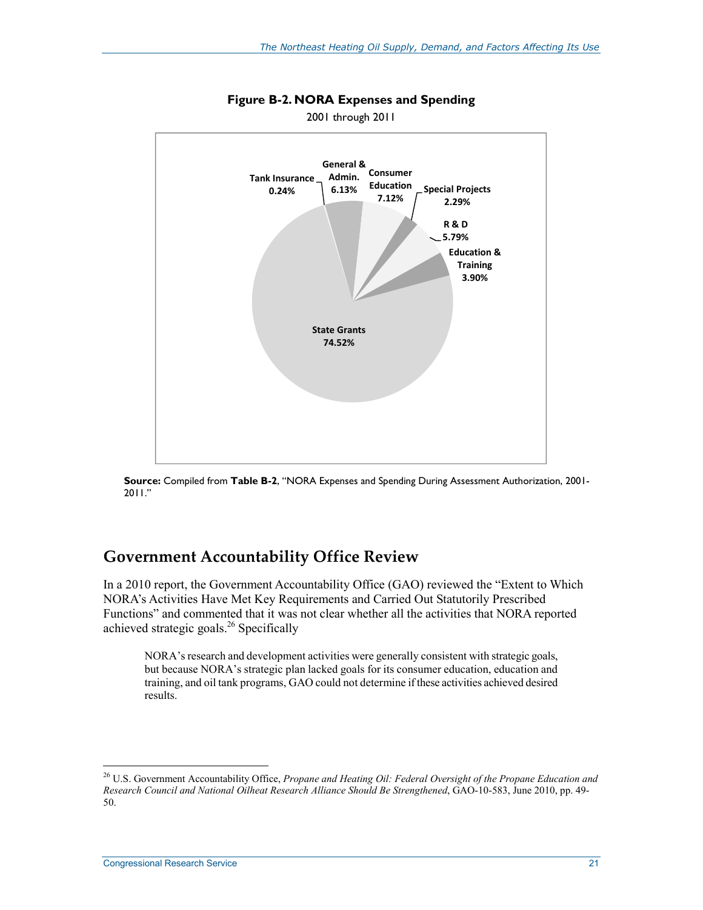**Figure B-2. NORA Expenses and Spending**

2001 through 2011

Tank Insurance 0.24%
General & Admin. 6.13%
Consumer Education 7.12%
Special Projects 2.29%
R & D 5.79%
Education & Training 3.90%
State Grants 74.52%

**Source:** Compiled from **Table B-2**, "NORA Expenses and Spending During Assessment Authorization, 2001-2011."

## Government Accountability Office Review

In a 2010 report, the Government Accountability Office (GAO) reviewed the "Extent to Which NORA's Activities Have Met Key Requirements and Carried Out Statutorily Prescribed Functions" and commented that it was not clear whether all the activities that NORA reported achieved strategic goals.[26] Specifically

> NORA's research and development activities were generally consistent with strategic goals, but because NORA's strategic plan lacked goals for its consumer education, education and training, and oil tank programs, GAO could not determine if these activities achieved desired results.

---

[26] U.S. Government Accountability Office, *Propane and Heating Oil: Federal Oversight of the Propane Education and Research Council and National Oilheat Research Alliance Should Be Strengthened*, GAO-10-583, June 2010, pp. 49-50.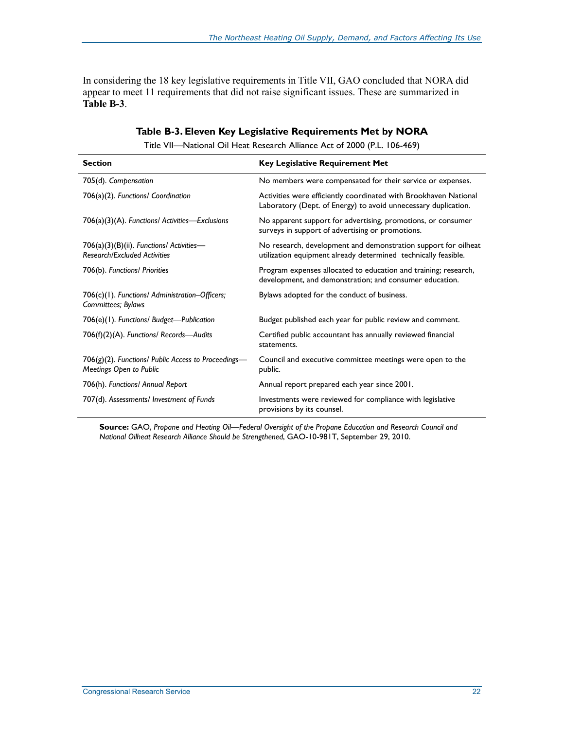In considering the 18 key legislative requirements in Title VII, GAO concluded that NORA did appear to meet 11 requirements that did not raise significant issues. These are summarized in **Table B-3**.

**Table B-3. Eleven Key Legislative Requirements Met by NORA**

Title VII—National Oil Heat Research Alliance Act of 2000 (P.L. 106-469)

| Section | Key Legislative Requirement Met |
|---|---|
| 705(d). *Compensation* | No members were compensated for their service or expenses. |
| 706(a)(2). *Functions/ Coordination* | Activities were efficiently coordinated with Brookhaven National Laboratory (Dept. of Energy) to avoid unnecessary duplication. |
| 706(a)(3)(A). *Functions/ Activities—Exclusions* | No apparent support for advertising, promotions, or consumer surveys in support of advertising or promotions. |
| 706(a)(3)(B)(ii). *Functions/ Activities—Research/Excluded Activities* | No research, development and demonstration support for oilheat utilization equipment already determined technically feasible. |
| 706(b). *Functions/ Priorities* | Program expenses allocated to education and training; research, development, and demonstration; and consumer education. |
| 706(c)(1). *Functions/ Administration–Officers; Committees; Bylaws* | Bylaws adopted for the conduct of business. |
| 706(e)(1). *Functions/ Budget—Publication* | Budget published each year for public review and comment. |
| 706(f)(2)(A). *Functions/ Records—Audits* | Certified public accountant has annually reviewed financial statements. |
| 706(g)(2). *Functions/ Public Access to Proceedings—Meetings Open to Public* | Council and executive committee meetings were open to the public. |
| 706(h). *Functions/ Annual Report* | Annual report prepared each year since 2001. |
| 707(d). *Assessments/ Investment of Funds* | Investments were reviewed for compliance with legislative provisions by its counsel. |

**Source:** GAO, *Propane and Heating Oil—Federal Oversight of the Propane Education and Research Council and National Oilheat Research Alliance Should be Strengthened*, GAO-10-981T, September 29, 2010.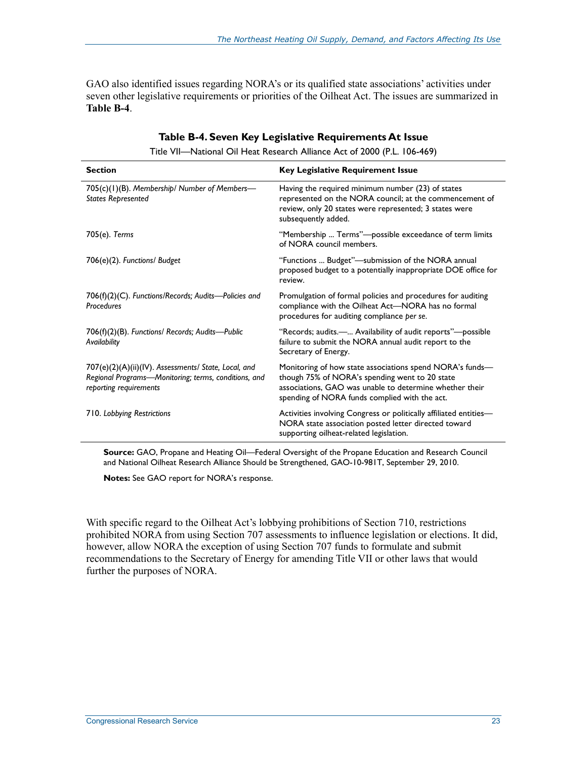GAO also identified issues regarding NORA's or its qualified state associations' activities under seven other legislative requirements or priorities of the Oilheat Act. The issues are summarized in **Table B-4**.

**Table B-4. Seven Key Legislative Requirements At Issue**

Title VII—National Oil Heat Research Alliance Act of 2000 (P.L. 106-469)

| Section | Key Legislative Requirement Issue |
| --- | --- |
| 705(c)(1)(B). *Membership/ Number of Members—States Represented* | Having the required minimum number (23) of states represented on the NORA council; at the commencement of review, only 20 states were represented; 3 states were subsequently added. |
| 705(e). *Terms* | "Membership ... Terms"—possible exceedance of term limits of NORA council members. |
| 706(e)(2). *Functions/ Budget* | "Functions ... Budget"—submission of the NORA annual proposed budget to a potentially inappropriate DOE office for review. |
| 706(f)(2)(C). *Functions/Records; Audits—Policies and Procedures* | Promulgation of formal policies and procedures for auditing compliance with the Oilheat Act—NORA has no formal procedures for auditing compliance *per se*. |
| 706(f)(2)(B). *Functions/ Records; Audits—Public Availability* | "Records; audits.—... Availability of audit reports"—possible failure to submit the NORA annual audit report to the Secretary of Energy. |
| 707(e)(2)(A)(ii)(IV). *Assessments/ State, Local, and Regional Programs—Monitoring; terms, conditions, and reporting requirements* | Monitoring of how state associations spend NORA's funds—though 75% of NORA's spending went to 20 state associations, GAO was unable to determine whether their spending of NORA funds complied with the act. |
| 710. *Lobbying Restrictions* | Activities involving Congress or politically affiliated entities—NORA state association posted letter directed toward supporting oilheat-related legislation. |

**Source:** GAO, Propane and Heating Oil—Federal Oversight of the Propane Education and Research Council and National Oilheat Research Alliance Should be Strengthened, GAO-10-981T, September 29, 2010.

**Notes:** See GAO report for NORA's response.

With specific regard to the Oilheat Act's lobbying prohibitions of Section 710, restrictions prohibited NORA from using Section 707 assessments to influence legislation or elections. It did, however, allow NORA the exception of using Section 707 funds to formulate and submit recommendations to the Secretary of Energy for amending Title VII or other laws that would further the purposes of NORA.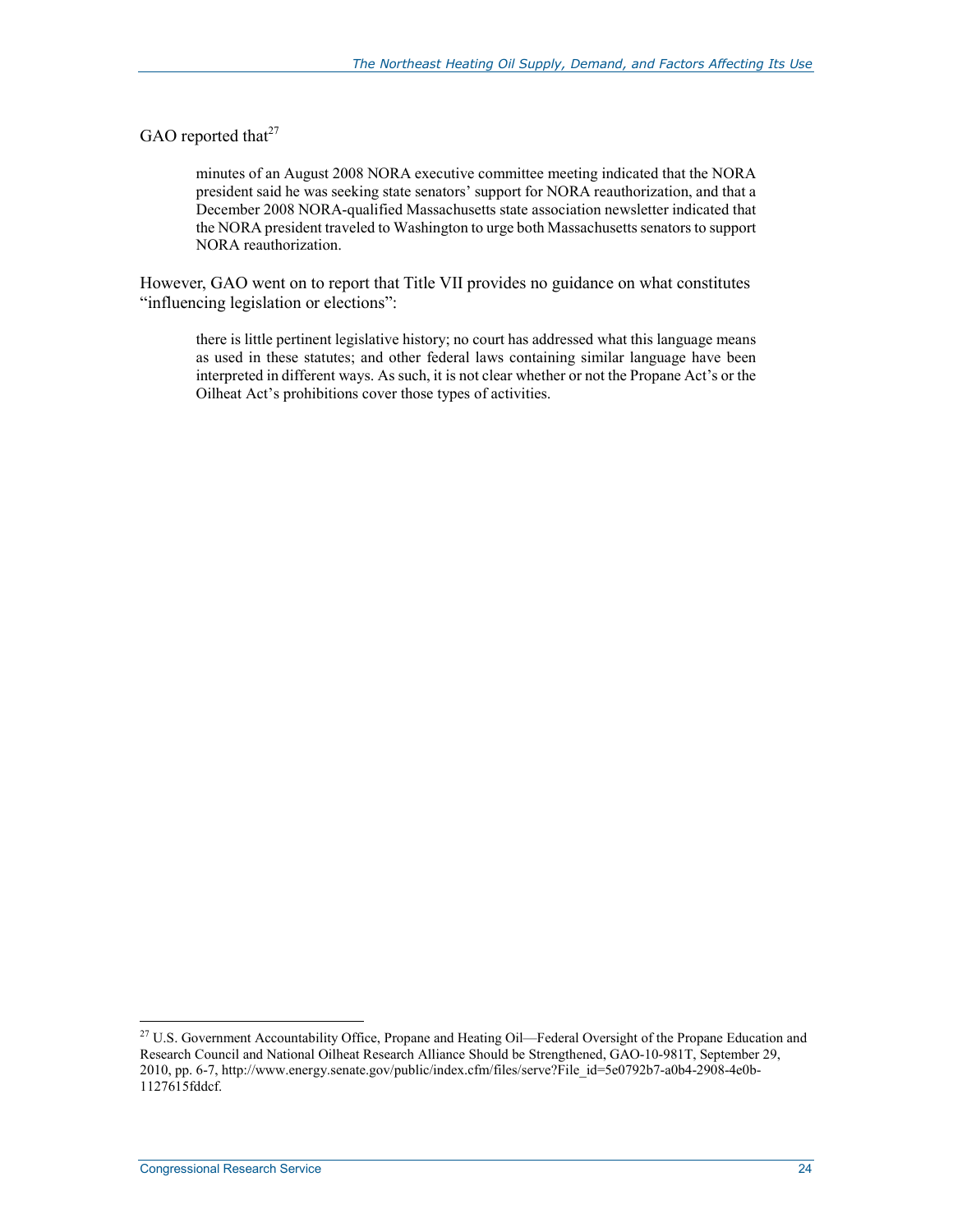GAO reported that[27]

> minutes of an August 2008 NORA executive committee meeting indicated that the NORA president said he was seeking state senators' support for NORA reauthorization, and that a December 2008 NORA-qualified Massachusetts state association newsletter indicated that the NORA president traveled to Washington to urge both Massachusetts senators to support NORA reauthorization.

However, GAO went on to report that Title VII provides no guidance on what constitutes "influencing legislation or elections":

> there is little pertinent legislative history; no court has addressed what this language means as used in these statutes; and other federal laws containing similar language have been interpreted in different ways. As such, it is not clear whether or not the Propane Act's or the Oilheat Act's prohibitions cover those types of activities.

---

[27] U.S. Government Accountability Office, Propane and Heating Oil—Federal Oversight of the Propane Education and Research Council and National Oilheat Research Alliance Should be Strengthened, GAO-10-981T, September 29, 2010, pp. 6-7, http://www.energy.senate.gov/public/index.cfm/files/serve?File_id=5e0792b7-a0b4-2908-4e0b-1127615fddcf.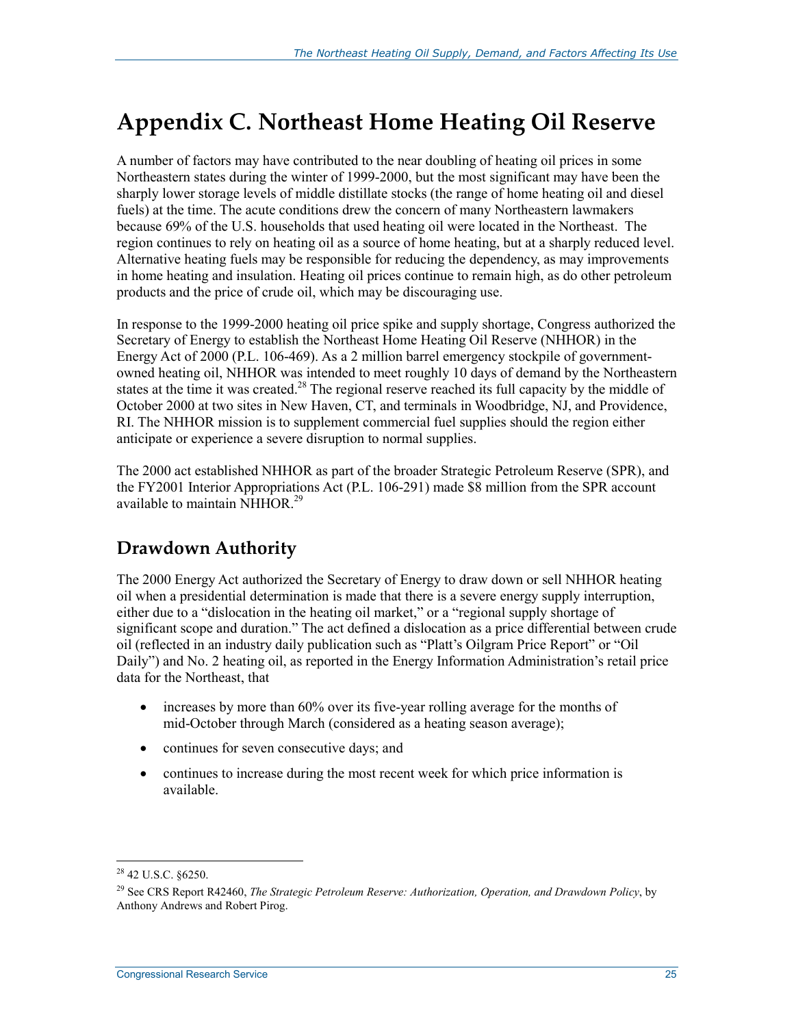# Appendix C. Northeast Home Heating Oil Reserve

A number of factors may have contributed to the near doubling of heating oil prices in some Northeastern states during the winter of 1999-2000, but the most significant may have been the sharply lower storage levels of middle distillate stocks (the range of home heating oil and diesel fuels) at the time. The acute conditions drew the concern of many Northeastern lawmakers because 69% of the U.S. households that used heating oil were located in the Northeast. The region continues to rely on heating oil as a source of home heating, but at a sharply reduced level. Alternative heating fuels may be responsible for reducing the dependency, as may improvements in home heating and insulation. Heating oil prices continue to remain high, as do other petroleum products and the price of crude oil, which may be discouraging use.

In response to the 1999-2000 heating oil price spike and supply shortage, Congress authorized the Secretary of Energy to establish the Northeast Home Heating Oil Reserve (NHHOR) in the Energy Act of 2000 (P.L. 106-469). As a 2 million barrel emergency stockpile of government-owned heating oil, NHHOR was intended to meet roughly 10 days of demand by the Northeastern states at the time it was created.[28] The regional reserve reached its full capacity by the middle of October 2000 at two sites in New Haven, CT, and terminals in Woodbridge, NJ, and Providence, RI. The NHHOR mission is to supplement commercial fuel supplies should the region either anticipate or experience a severe disruption to normal supplies.

The 2000 act established NHHOR as part of the broader Strategic Petroleum Reserve (SPR), and the FY2001 Interior Appropriations Act (P.L. 106-291) made $8 million from the SPR account available to maintain NHHOR.[29]

## Drawdown Authority

The 2000 Energy Act authorized the Secretary of Energy to draw down or sell NHHOR heating oil when a presidential determination is made that there is a severe energy supply interruption, either due to a "dislocation in the heating oil market," or a "regional supply shortage of significant scope and duration." The act defined a dislocation as a price differential between crude oil (reflected in an industry daily publication such as "Platt's Oilgram Price Report" or "Oil Daily") and No. 2 heating oil, as reported in the Energy Information Administration's retail price data for the Northeast, that

- increases by more than 60% over its five-year rolling average for the months of mid-October through March (considered as a heating season average);
- continues for seven consecutive days; and
- continues to increase during the most recent week for which price information is available.

---

[28] 42 U.S.C. §6250.

[29] See CRS Report R42460, *The Strategic Petroleum Reserve: Authorization, Operation, and Drawdown Policy*, by Anthony Andrews and Robert Pirog.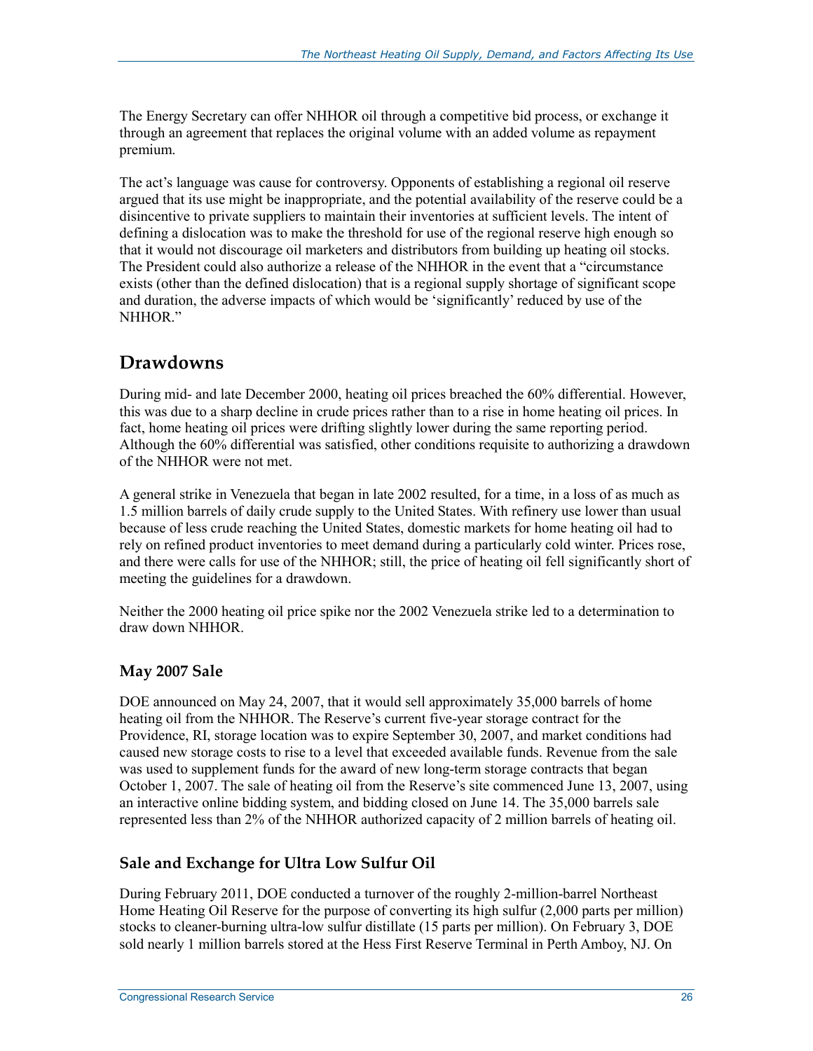The Energy Secretary can offer NHHOR oil through a competitive bid process, or exchange it through an agreement that replaces the original volume with an added volume as repayment premium.

The act's language was cause for controversy. Opponents of establishing a regional oil reserve argued that its use might be inappropriate, and the potential availability of the reserve could be a disincentive to private suppliers to maintain their inventories at sufficient levels. The intent of defining a dislocation was to make the threshold for use of the regional reserve high enough so that it would not discourage oil marketers and distributors from building up heating oil stocks. The President could also authorize a release of the NHHOR in the event that a "circumstance exists (other than the defined dislocation) that is a regional supply shortage of significant scope and duration, the adverse impacts of which would be 'significantly' reduced by use of the NHHOR."

## Drawdowns

During mid- and late December 2000, heating oil prices breached the 60% differential. However, this was due to a sharp decline in crude prices rather than to a rise in home heating oil prices. In fact, home heating oil prices were drifting slightly lower during the same reporting period. Although the 60% differential was satisfied, other conditions requisite to authorizing a drawdown of the NHHOR were not met.

A general strike in Venezuela that began in late 2002 resulted, for a time, in a loss of as much as 1.5 million barrels of daily crude supply to the United States. With refinery use lower than usual because of less crude reaching the United States, domestic markets for home heating oil had to rely on refined product inventories to meet demand during a particularly cold winter. Prices rose, and there were calls for use of the NHHOR; still, the price of heating oil fell significantly short of meeting the guidelines for a drawdown.

Neither the 2000 heating oil price spike nor the 2002 Venezuela strike led to a determination to draw down NHHOR.

### May 2007 Sale

DOE announced on May 24, 2007, that it would sell approximately 35,000 barrels of home heating oil from the NHHOR. The Reserve's current five-year storage contract for the Providence, RI, storage location was to expire September 30, 2007, and market conditions had caused new storage costs to rise to a level that exceeded available funds. Revenue from the sale was used to supplement funds for the award of new long-term storage contracts that began October 1, 2007. The sale of heating oil from the Reserve's site commenced June 13, 2007, using an interactive online bidding system, and bidding closed on June 14. The 35,000 barrels sale represented less than 2% of the NHHOR authorized capacity of 2 million barrels of heating oil.

### Sale and Exchange for Ultra Low Sulfur Oil

During February 2011, DOE conducted a turnover of the roughly 2-million-barrel Northeast Home Heating Oil Reserve for the purpose of converting its high sulfur (2,000 parts per million) stocks to cleaner-burning ultra-low sulfur distillate (15 parts per million). On February 3, DOE sold nearly 1 million barrels stored at the Hess First Reserve Terminal in Perth Amboy, NJ. On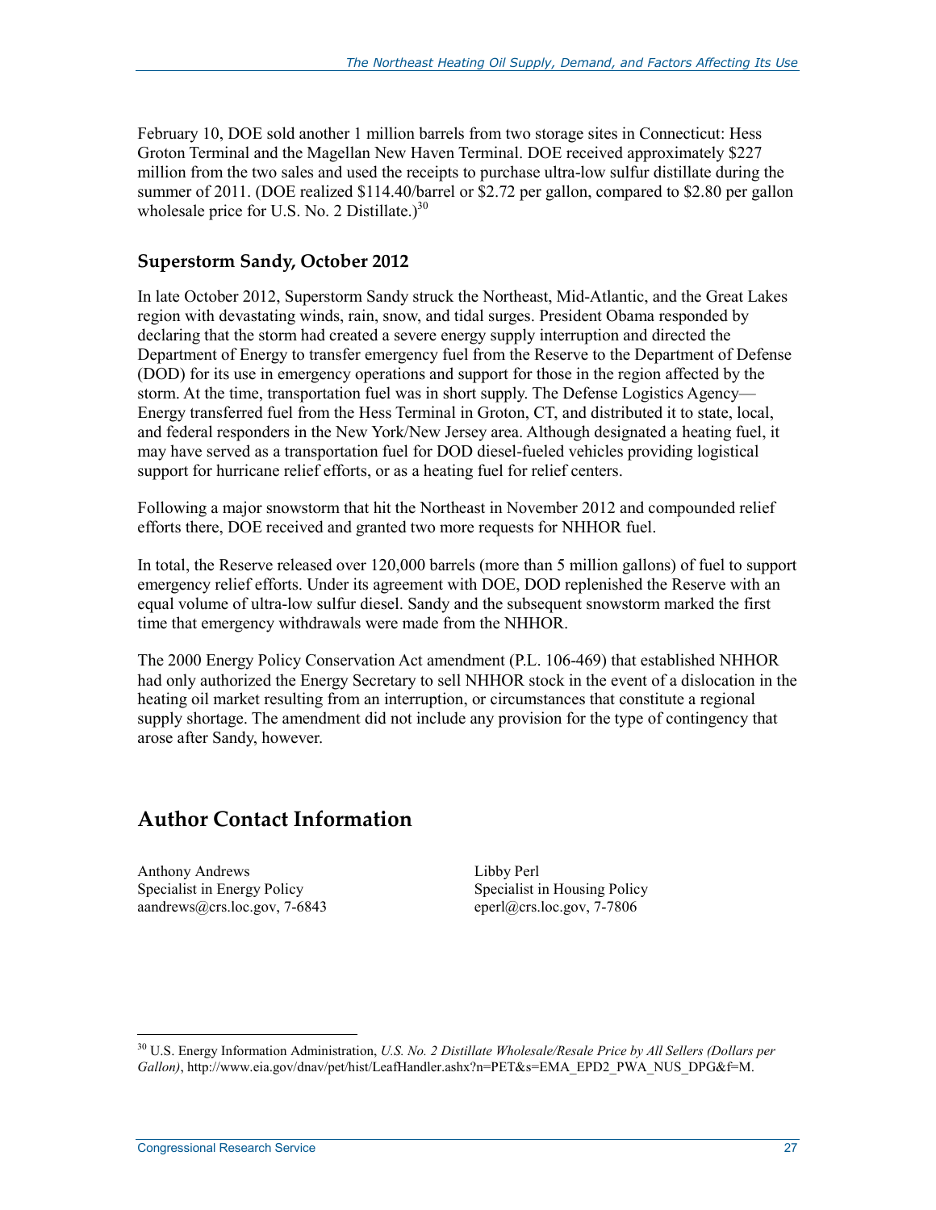February 10, DOE sold another 1 million barrels from two storage sites in Connecticut: Hess Groton Terminal and the Magellan New Haven Terminal. DOE received approximately $227 million from the two sales and used the receipts to purchase ultra-low sulfur distillate during the summer of 2011. (DOE realized $114.40/barrel or $2.72 per gallon, compared to $2.80 per gallon wholesale price for U.S. No. 2 Distillate.)[30]

### Superstorm Sandy, October 2012

In late October 2012, Superstorm Sandy struck the Northeast, Mid-Atlantic, and the Great Lakes region with devastating winds, rain, snow, and tidal surges. President Obama responded by declaring that the storm had created a severe energy supply interruption and directed the Department of Energy to transfer emergency fuel from the Reserve to the Department of Defense (DOD) for its use in emergency operations and support for those in the region affected by the storm. At the time, transportation fuel was in short supply. The Defense Logistics Agency—Energy transferred fuel from the Hess Terminal in Groton, CT, and distributed it to state, local, and federal responders in the New York/New Jersey area. Although designated a heating fuel, it may have served as a transportation fuel for DOD diesel-fueled vehicles providing logistical support for hurricane relief efforts, or as a heating fuel for relief centers.

Following a major snowstorm that hit the Northeast in November 2012 and compounded relief efforts there, DOE received and granted two more requests for NHHOR fuel.

In total, the Reserve released over 120,000 barrels (more than 5 million gallons) of fuel to support emergency relief efforts. Under its agreement with DOE, DOD replenished the Reserve with an equal volume of ultra-low sulfur diesel. Sandy and the subsequent snowstorm marked the first time that emergency withdrawals were made from the NHHOR.

The 2000 Energy Policy Conservation Act amendment (P.L. 106-469) that established NHHOR had only authorized the Energy Secretary to sell NHHOR stock in the event of a dislocation in the heating oil market resulting from an interruption, or circumstances that constitute a regional supply shortage. The amendment did not include any provision for the type of contingency that arose after Sandy, however.

## Author Contact Information

Anthony Andrews
Specialist in Energy Policy
aandrews@crs.loc.gov, 7-6843

Libby Perl
Specialist in Housing Policy
eperl@crs.loc.gov, 7-7806

[30] U.S. Energy Information Administration, *U.S. No. 2 Distillate Wholesale/Resale Price by All Sellers (Dollars per Gallon)*, http://www.eia.gov/dnav/pet/hist/LeafHandler.ashx?n=PET&s=EMA_EPD2_PWA_NUS_DPG&f=M.